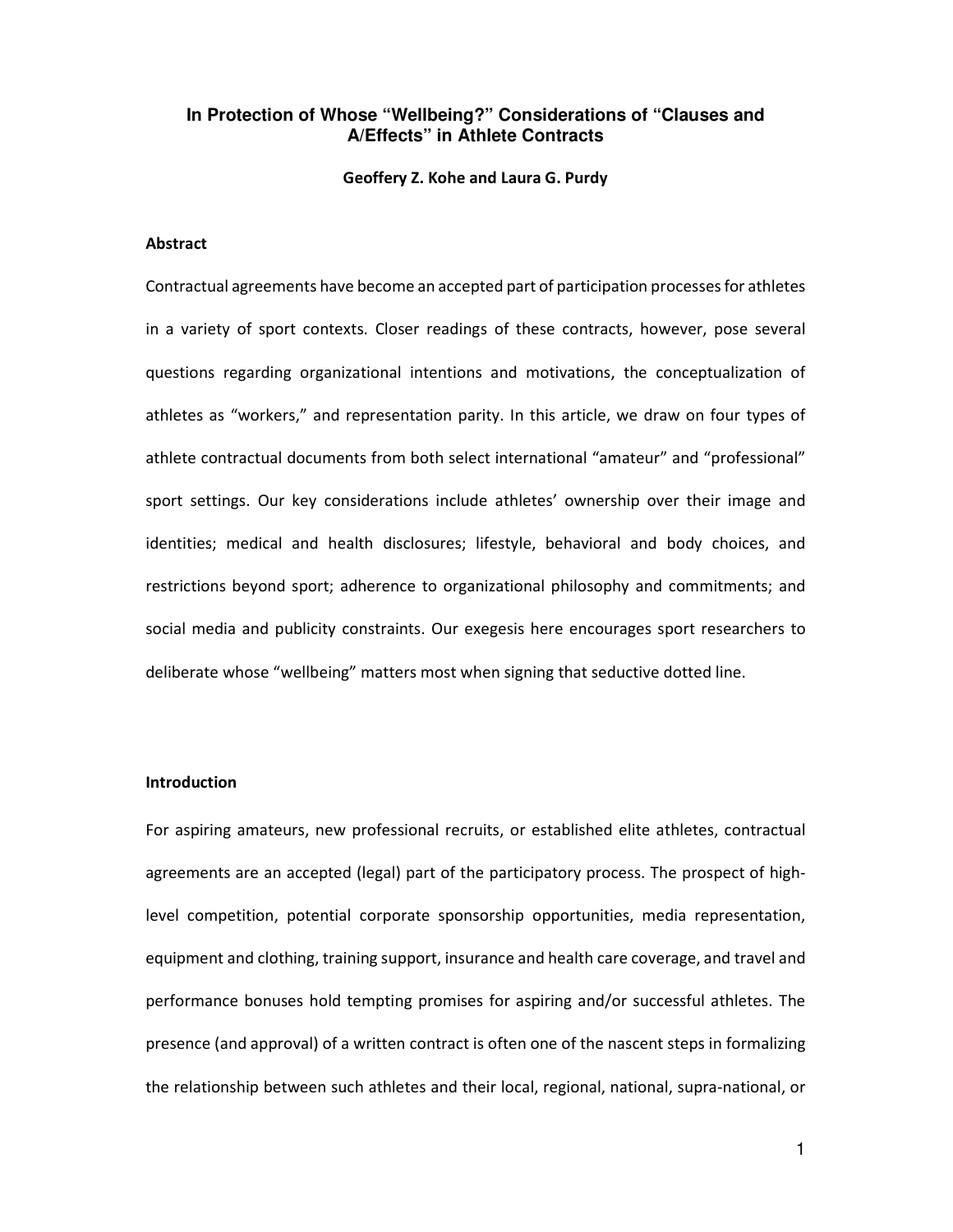# In Protection of Whose "Wellbeing?" Considerations of "Clauses and A/Effects" in Athlete Contracts

**Geoffery Z. Kohe and Laura G. Purdy**

## Abstract

Contractual agreements have become an accepted part of participation processes for athletes in a variety of sport contexts. Closer readings of these contracts, however, pose several questions regarding organizational intentions and motivations, the conceptualization of athletes as "workers," and representation parity. In this article, we draw on four types of athlete contractual documents from both select international "amateur" and "professional" sport settings. Our key considerations include athletes' ownership over their image and identities; medical and health disclosures; lifestyle, behavioral and body choices, and restrictions beyond sport; adherence to organizational philosophy and commitments; and social media and publicity constraints. Our exegesis here encourages sport researchers to deliberate whose "wellbeing" matters most when signing that seductive dotted line.

## Introduction

For aspiring amateurs, new professional recruits, or established elite athletes, contractual agreements are an accepted (legal) part of the participatory process. The prospect of high-level competition, potential corporate sponsorship opportunities, media representation, equipment and clothing, training support, insurance and health care coverage, and travel and performance bonuses hold tempting promises for aspiring and/or successful athletes. The presence (and approval) of a written contract is often one of the nascent steps in formalizing the relationship between such athletes and their local, regional, national, supra-national, or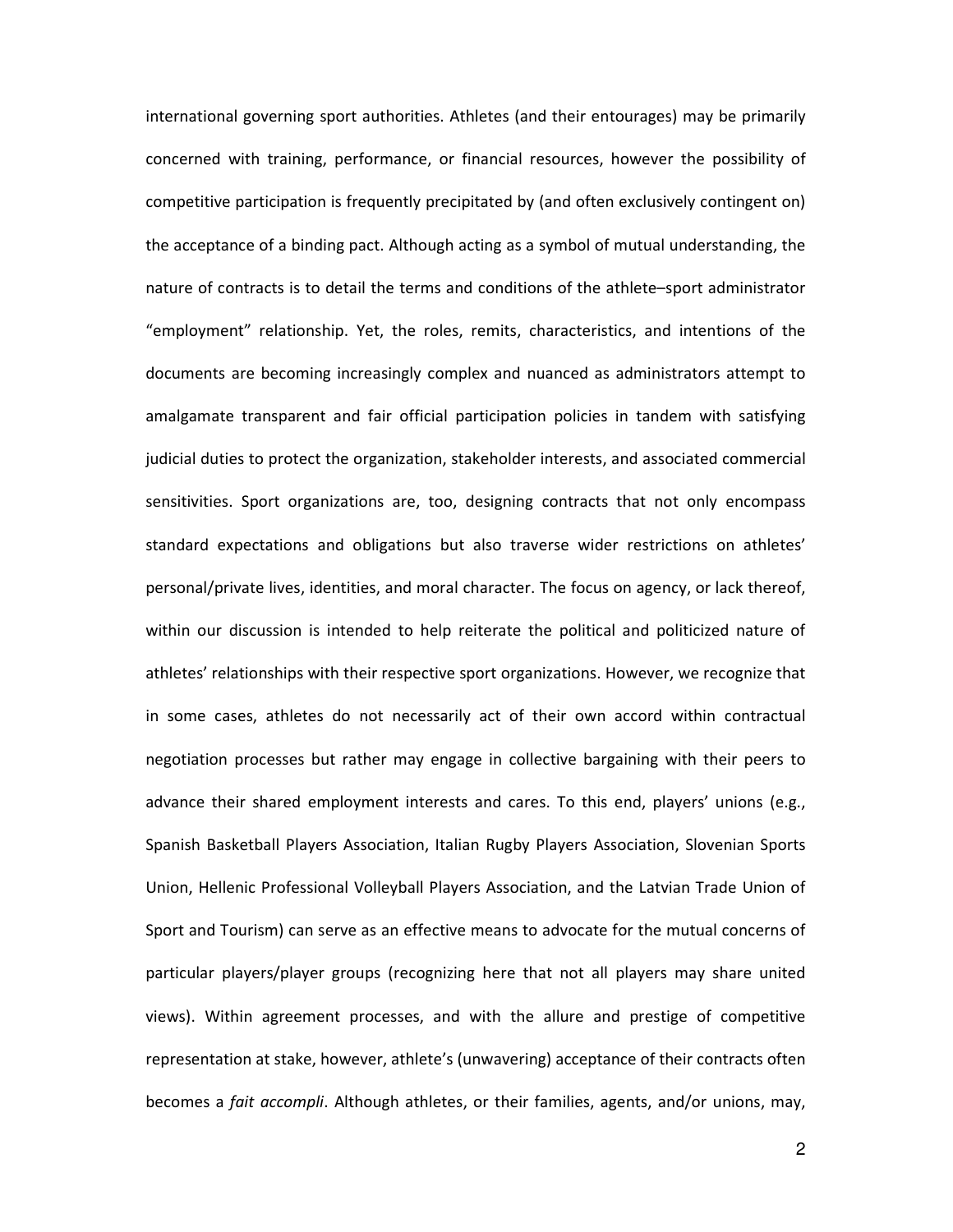international governing sport authorities. Athletes (and their entourages) may be primarily concerned with training, performance, or financial resources, however the possibility of competitive participation is frequently precipitated by (and often exclusively contingent on) the acceptance of a binding pact. Although acting as a symbol of mutual understanding, the nature of contracts is to detail the terms and conditions of the athlete–sport administrator "employment" relationship. Yet, the roles, remits, characteristics, and intentions of the documents are becoming increasingly complex and nuanced as administrators attempt to amalgamate transparent and fair official participation policies in tandem with satisfying judicial duties to protect the organization, stakeholder interests, and associated commercial sensitivities. Sport organizations are, too, designing contracts that not only encompass standard expectations and obligations but also traverse wider restrictions on athletes' personal/private lives, identities, and moral character. The focus on agency, or lack thereof, within our discussion is intended to help reiterate the political and politicized nature of athletes' relationships with their respective sport organizations. However, we recognize that in some cases, athletes do not necessarily act of their own accord within contractual negotiation processes but rather may engage in collective bargaining with their peers to advance their shared employment interests and cares. To this end, players' unions (e.g., Spanish Basketball Players Association, Italian Rugby Players Association, Slovenian Sports Union, Hellenic Professional Volleyball Players Association, and the Latvian Trade Union of Sport and Tourism) can serve as an effective means to advocate for the mutual concerns of particular players/player groups (recognizing here that not all players may share united views). Within agreement processes, and with the allure and prestige of competitive representation at stake, however, athlete's (unwavering) acceptance of their contracts often becomes a *fait accompli*. Although athletes, or their families, agents, and/or unions, may,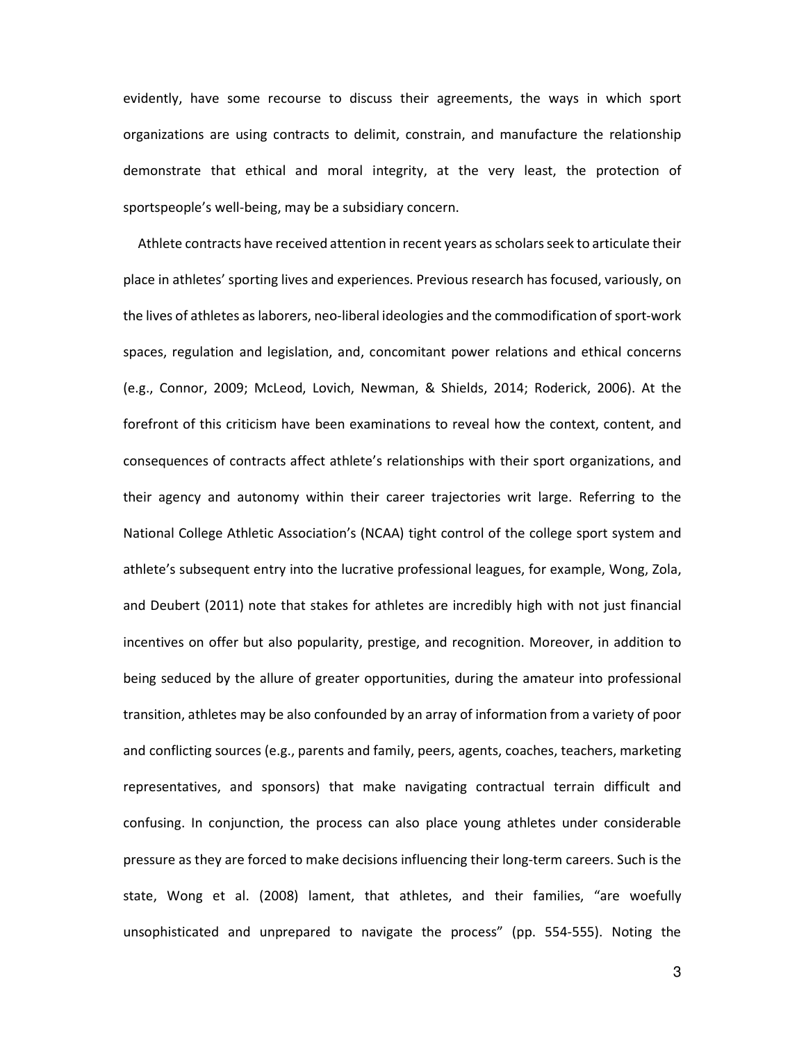evidently, have some recourse to discuss their agreements, the ways in which sport organizations are using contracts to delimit, constrain, and manufacture the relationship demonstrate that ethical and moral integrity, at the very least, the protection of sportspeople's well-being, may be a subsidiary concern.

Athlete contracts have received attention in recent years as scholars seek to articulate their place in athletes' sporting lives and experiences. Previous research has focused, variously, on the lives of athletes as laborers, neo-liberal ideologies and the commodification of sport-work spaces, regulation and legislation, and, concomitant power relations and ethical concerns (e.g., Connor, 2009; McLeod, Lovich, Newman, & Shields, 2014; Roderick, 2006). At the forefront of this criticism have been examinations to reveal how the context, content, and consequences of contracts affect athlete's relationships with their sport organizations, and their agency and autonomy within their career trajectories writ large. Referring to the National College Athletic Association's (NCAA) tight control of the college sport system and athlete's subsequent entry into the lucrative professional leagues, for example, Wong, Zola, and Deubert (2011) note that stakes for athletes are incredibly high with not just financial incentives on offer but also popularity, prestige, and recognition. Moreover, in addition to being seduced by the allure of greater opportunities, during the amateur into professional transition, athletes may be also confounded by an array of information from a variety of poor and conflicting sources (e.g., parents and family, peers, agents, coaches, teachers, marketing representatives, and sponsors) that make navigating contractual terrain difficult and confusing. In conjunction, the process can also place young athletes under considerable pressure as they are forced to make decisions influencing their long-term careers. Such is the state, Wong et al. (2008) lament, that athletes, and their families, "are woefully unsophisticated and unprepared to navigate the process" (pp. 554-555). Noting the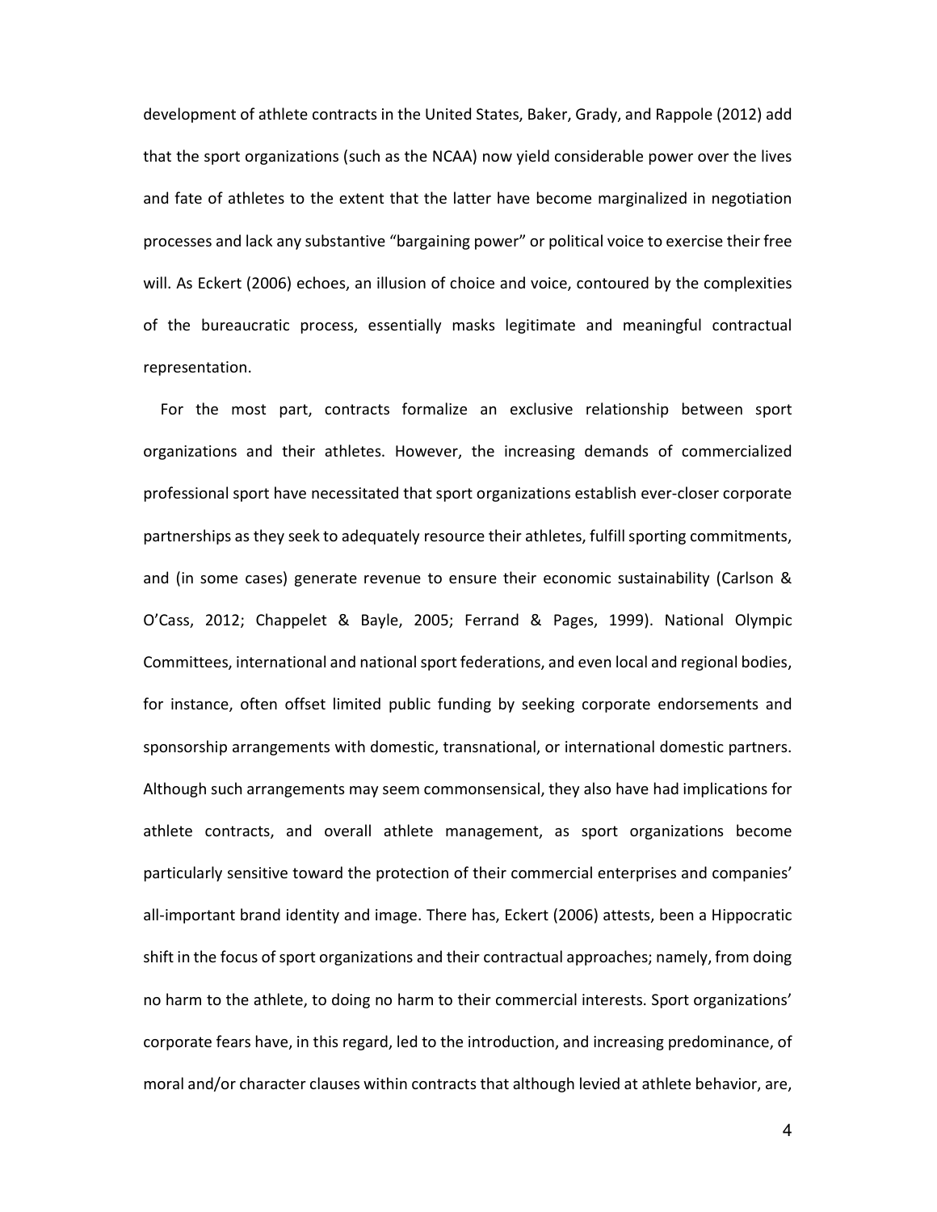development of athlete contracts in the United States, Baker, Grady, and Rappole (2012) add that the sport organizations (such as the NCAA) now yield considerable power over the lives and fate of athletes to the extent that the latter have become marginalized in negotiation processes and lack any substantive "bargaining power" or political voice to exercise their free will. As Eckert (2006) echoes, an illusion of choice and voice, contoured by the complexities of the bureaucratic process, essentially masks legitimate and meaningful contractual representation.

For the most part, contracts formalize an exclusive relationship between sport organizations and their athletes. However, the increasing demands of commercialized professional sport have necessitated that sport organizations establish ever-closer corporate partnerships as they seek to adequately resource their athletes, fulfill sporting commitments, and (in some cases) generate revenue to ensure their economic sustainability (Carlson & O'Cass, 2012; Chappelet & Bayle, 2005; Ferrand & Pages, 1999). National Olympic Committees, international and national sport federations, and even local and regional bodies, for instance, often offset limited public funding by seeking corporate endorsements and sponsorship arrangements with domestic, transnational, or international domestic partners. Although such arrangements may seem commonsensical, they also have had implications for athlete contracts, and overall athlete management, as sport organizations become particularly sensitive toward the protection of their commercial enterprises and companies' all-important brand identity and image. There has, Eckert (2006) attests, been a Hippocratic shift in the focus of sport organizations and their contractual approaches; namely, from doing no harm to the athlete, to doing no harm to their commercial interests. Sport organizations' corporate fears have, in this regard, led to the introduction, and increasing predominance, of moral and/or character clauses within contracts that although levied at athlete behavior, are,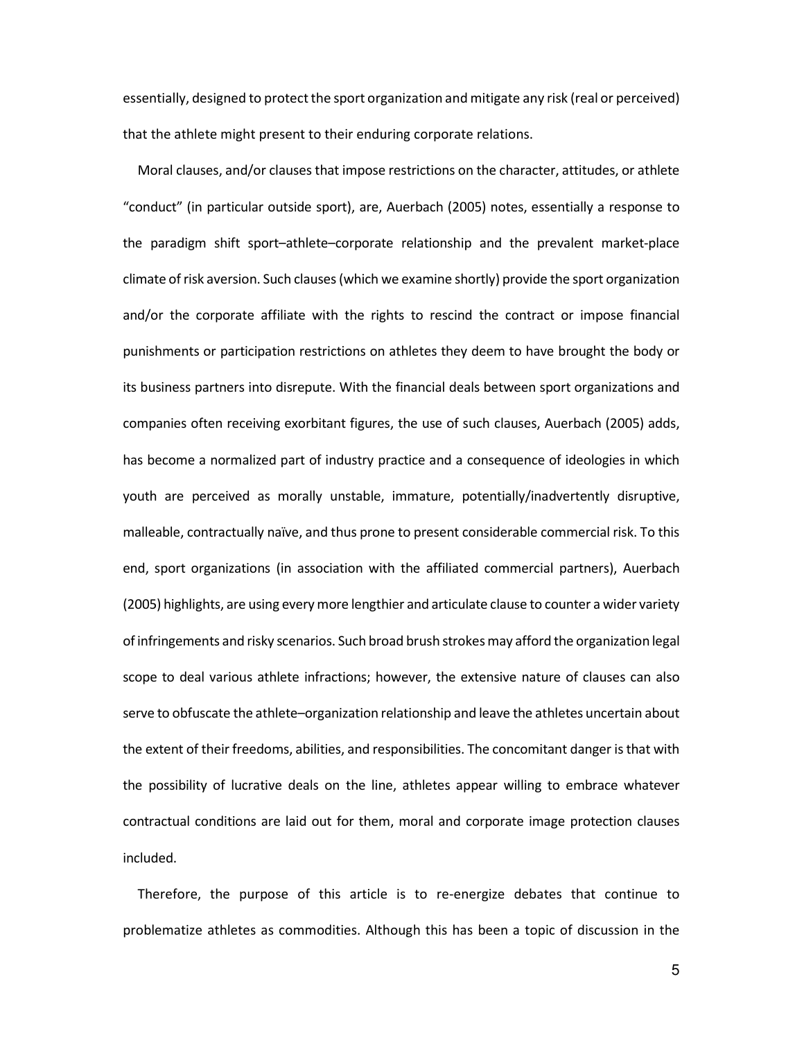essentially, designed to protect the sport organization and mitigate any risk (real or perceived) that the athlete might present to their enduring corporate relations.

Moral clauses, and/or clauses that impose restrictions on the character, attitudes, or athlete "conduct" (in particular outside sport), are, Auerbach (2005) notes, essentially a response to the paradigm shift sport–athlete–corporate relationship and the prevalent market-place climate of risk aversion. Such clauses (which we examine shortly) provide the sport organization and/or the corporate affiliate with the rights to rescind the contract or impose financial punishments or participation restrictions on athletes they deem to have brought the body or its business partners into disrepute. With the financial deals between sport organizations and companies often receiving exorbitant figures, the use of such clauses, Auerbach (2005) adds, has become a normalized part of industry practice and a consequence of ideologies in which youth are perceived as morally unstable, immature, potentially/inadvertently disruptive, malleable, contractually naïve, and thus prone to present considerable commercial risk. To this end, sport organizations (in association with the affiliated commercial partners), Auerbach (2005) highlights, are using every more lengthier and articulate clause to counter a wider variety of infringements and risky scenarios. Such broad brush strokes may afford the organization legal scope to deal various athlete infractions; however, the extensive nature of clauses can also serve to obfuscate the athlete–organization relationship and leave the athletes uncertain about the extent of their freedoms, abilities, and responsibilities. The concomitant danger is that with the possibility of lucrative deals on the line, athletes appear willing to embrace whatever contractual conditions are laid out for them, moral and corporate image protection clauses included.

Therefore, the purpose of this article is to re-energize debates that continue to problematize athletes as commodities. Although this has been a topic of discussion in the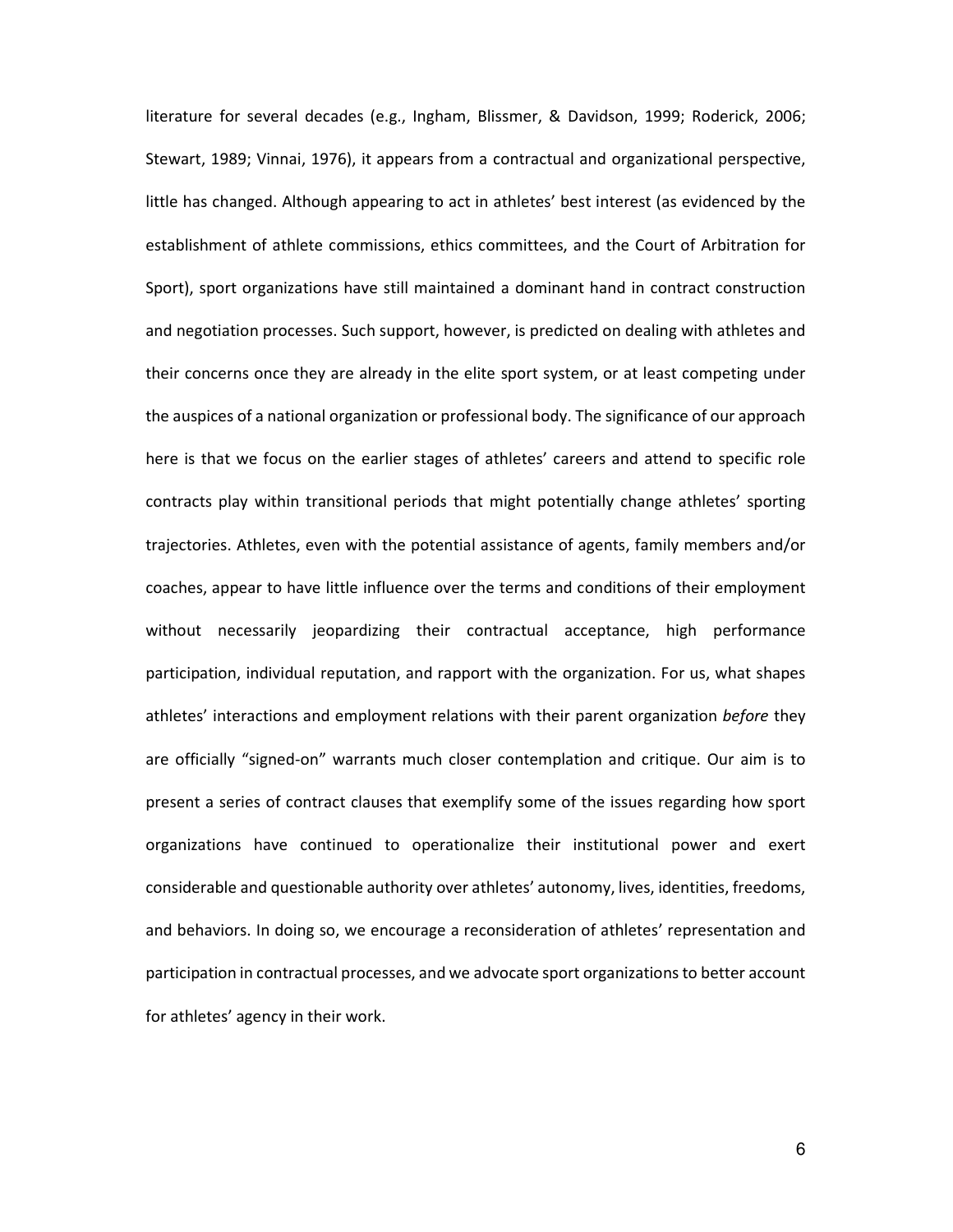literature for several decades (e.g., Ingham, Blissmer, & Davidson, 1999; Roderick, 2006; Stewart, 1989; Vinnai, 1976), it appears from a contractual and organizational perspective, little has changed. Although appearing to act in athletes' best interest (as evidenced by the establishment of athlete commissions, ethics committees, and the Court of Arbitration for Sport), sport organizations have still maintained a dominant hand in contract construction and negotiation processes. Such support, however, is predicted on dealing with athletes and their concerns once they are already in the elite sport system, or at least competing under the auspices of a national organization or professional body. The significance of our approach here is that we focus on the earlier stages of athletes' careers and attend to specific role contracts play within transitional periods that might potentially change athletes' sporting trajectories. Athletes, even with the potential assistance of agents, family members and/or coaches, appear to have little influence over the terms and conditions of their employment without necessarily jeopardizing their contractual acceptance, high performance participation, individual reputation, and rapport with the organization. For us, what shapes athletes' interactions and employment relations with their parent organization *before* they are officially "signed-on" warrants much closer contemplation and critique. Our aim is to present a series of contract clauses that exemplify some of the issues regarding how sport organizations have continued to operationalize their institutional power and exert considerable and questionable authority over athletes' autonomy, lives, identities, freedoms, and behaviors. In doing so, we encourage a reconsideration of athletes' representation and participation in contractual processes, and we advocate sport organizations to better account for athletes' agency in their work.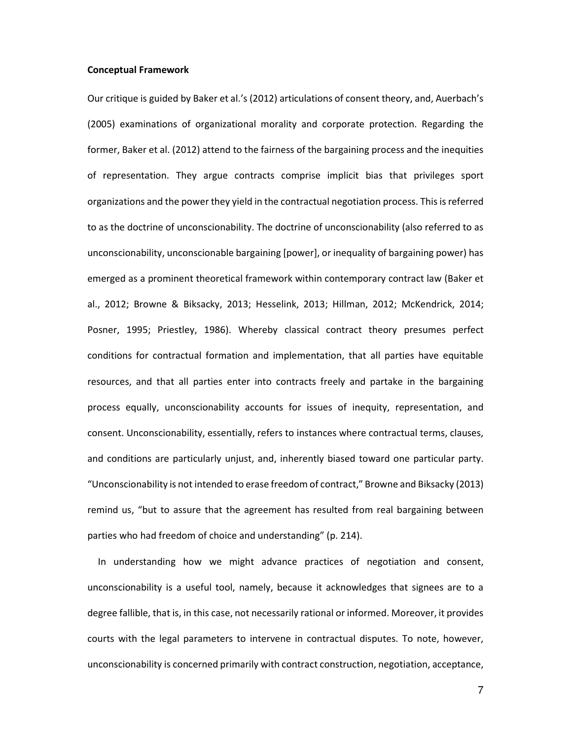**Conceptual Framework**

Our critique is guided by Baker et al.'s (2012) articulations of consent theory, and, Auerbach's (2005) examinations of organizational morality and corporate protection. Regarding the former, Baker et al. (2012) attend to the fairness of the bargaining process and the inequities of representation. They argue contracts comprise implicit bias that privileges sport organizations and the power they yield in the contractual negotiation process. This is referred to as the doctrine of unconscionability. The doctrine of unconscionability (also referred to as unconscionability, unconscionable bargaining [power], or inequality of bargaining power) has emerged as a prominent theoretical framework within contemporary contract law (Baker et al., 2012; Browne & Biksacky, 2013; Hesselink, 2013; Hillman, 2012; McKendrick, 2014; Posner, 1995; Priestley, 1986). Whereby classical contract theory presumes perfect conditions for contractual formation and implementation, that all parties have equitable resources, and that all parties enter into contracts freely and partake in the bargaining process equally, unconscionability accounts for issues of inequity, representation, and consent. Unconscionability, essentially, refers to instances where contractual terms, clauses, and conditions are particularly unjust, and, inherently biased toward one particular party. "Unconscionability is not intended to erase freedom of contract," Browne and Biksacky (2013) remind us, "but to assure that the agreement has resulted from real bargaining between parties who had freedom of choice and understanding" (p. 214).

In understanding how we might advance practices of negotiation and consent, unconscionability is a useful tool, namely, because it acknowledges that signees are to a degree fallible, that is, in this case, not necessarily rational or informed. Moreover, it provides courts with the legal parameters to intervene in contractual disputes. To note, however, unconscionability is concerned primarily with contract construction, negotiation, acceptance,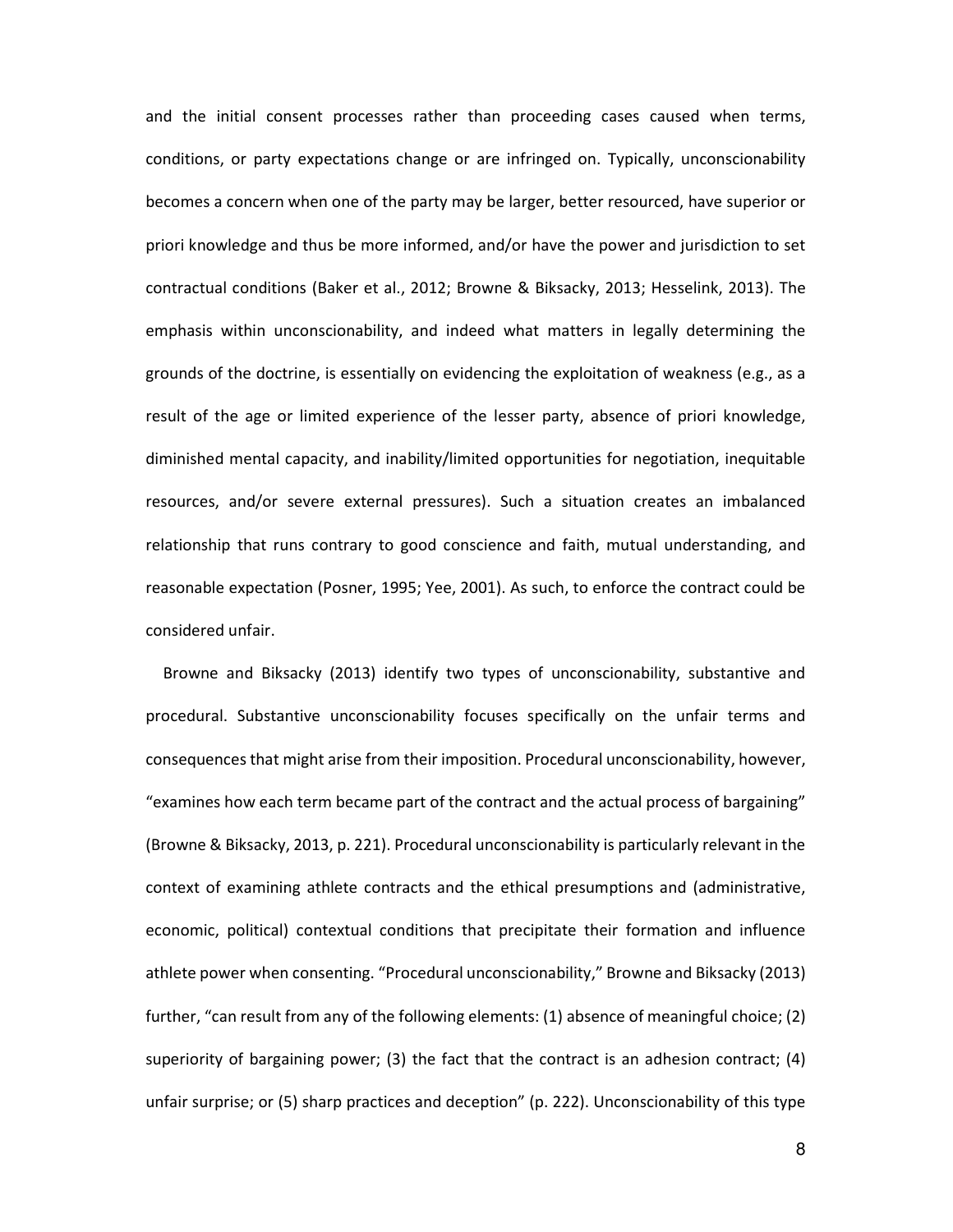and the initial consent processes rather than proceeding cases caused when terms, conditions, or party expectations change or are infringed on. Typically, unconscionability becomes a concern when one of the party may be larger, better resourced, have superior or priori knowledge and thus be more informed, and/or have the power and jurisdiction to set contractual conditions (Baker et al., 2012; Browne & Biksacky, 2013; Hesselink, 2013). The emphasis within unconscionability, and indeed what matters in legally determining the grounds of the doctrine, is essentially on evidencing the exploitation of weakness (e.g., as a result of the age or limited experience of the lesser party, absence of priori knowledge, diminished mental capacity, and inability/limited opportunities for negotiation, inequitable resources, and/or severe external pressures). Such a situation creates an imbalanced relationship that runs contrary to good conscience and faith, mutual understanding, and reasonable expectation (Posner, 1995; Yee, 2001). As such, to enforce the contract could be considered unfair.

Browne and Biksacky (2013) identify two types of unconscionability, substantive and procedural. Substantive unconscionability focuses specifically on the unfair terms and consequences that might arise from their imposition. Procedural unconscionability, however, "examines how each term became part of the contract and the actual process of bargaining" (Browne & Biksacky, 2013, p. 221). Procedural unconscionability is particularly relevant in the context of examining athlete contracts and the ethical presumptions and (administrative, economic, political) contextual conditions that precipitate their formation and influence athlete power when consenting. "Procedural unconscionability," Browne and Biksacky (2013) further, "can result from any of the following elements: (1) absence of meaningful choice; (2) superiority of bargaining power; (3) the fact that the contract is an adhesion contract; (4) unfair surprise; or (5) sharp practices and deception" (p. 222). Unconscionability of this type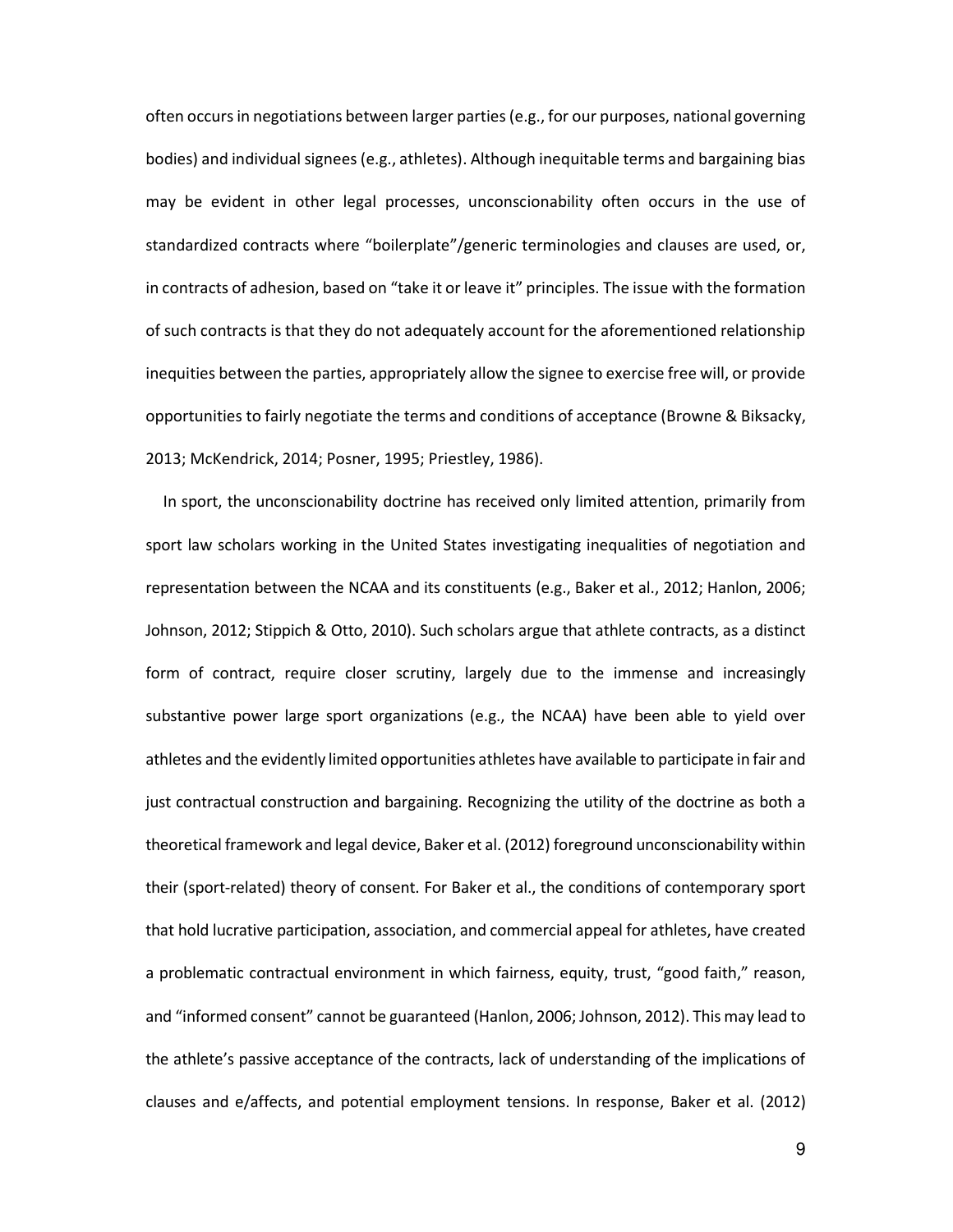often occurs in negotiations between larger parties (e.g., for our purposes, national governing bodies) and individual signees (e.g., athletes). Although inequitable terms and bargaining bias may be evident in other legal processes, unconscionability often occurs in the use of standardized contracts where "boilerplate"/generic terminologies and clauses are used, or, in contracts of adhesion, based on "take it or leave it" principles. The issue with the formation of such contracts is that they do not adequately account for the aforementioned relationship inequities between the parties, appropriately allow the signee to exercise free will, or provide opportunities to fairly negotiate the terms and conditions of acceptance (Browne & Biksacky, 2013; McKendrick, 2014; Posner, 1995; Priestley, 1986).

In sport, the unconscionability doctrine has received only limited attention, primarily from sport law scholars working in the United States investigating inequalities of negotiation and representation between the NCAA and its constituents (e.g., Baker et al., 2012; Hanlon, 2006; Johnson, 2012; Stippich & Otto, 2010). Such scholars argue that athlete contracts, as a distinct form of contract, require closer scrutiny, largely due to the immense and increasingly substantive power large sport organizations (e.g., the NCAA) have been able to yield over athletes and the evidently limited opportunities athletes have available to participate in fair and just contractual construction and bargaining. Recognizing the utility of the doctrine as both a theoretical framework and legal device, Baker et al. (2012) foreground unconscionability within their (sport-related) theory of consent. For Baker et al., the conditions of contemporary sport that hold lucrative participation, association, and commercial appeal for athletes, have created a problematic contractual environment in which fairness, equity, trust, "good faith," reason, and "informed consent" cannot be guaranteed (Hanlon, 2006; Johnson, 2012). This may lead to the athlete's passive acceptance of the contracts, lack of understanding of the implications of clauses and e/affects, and potential employment tensions. In response, Baker et al. (2012)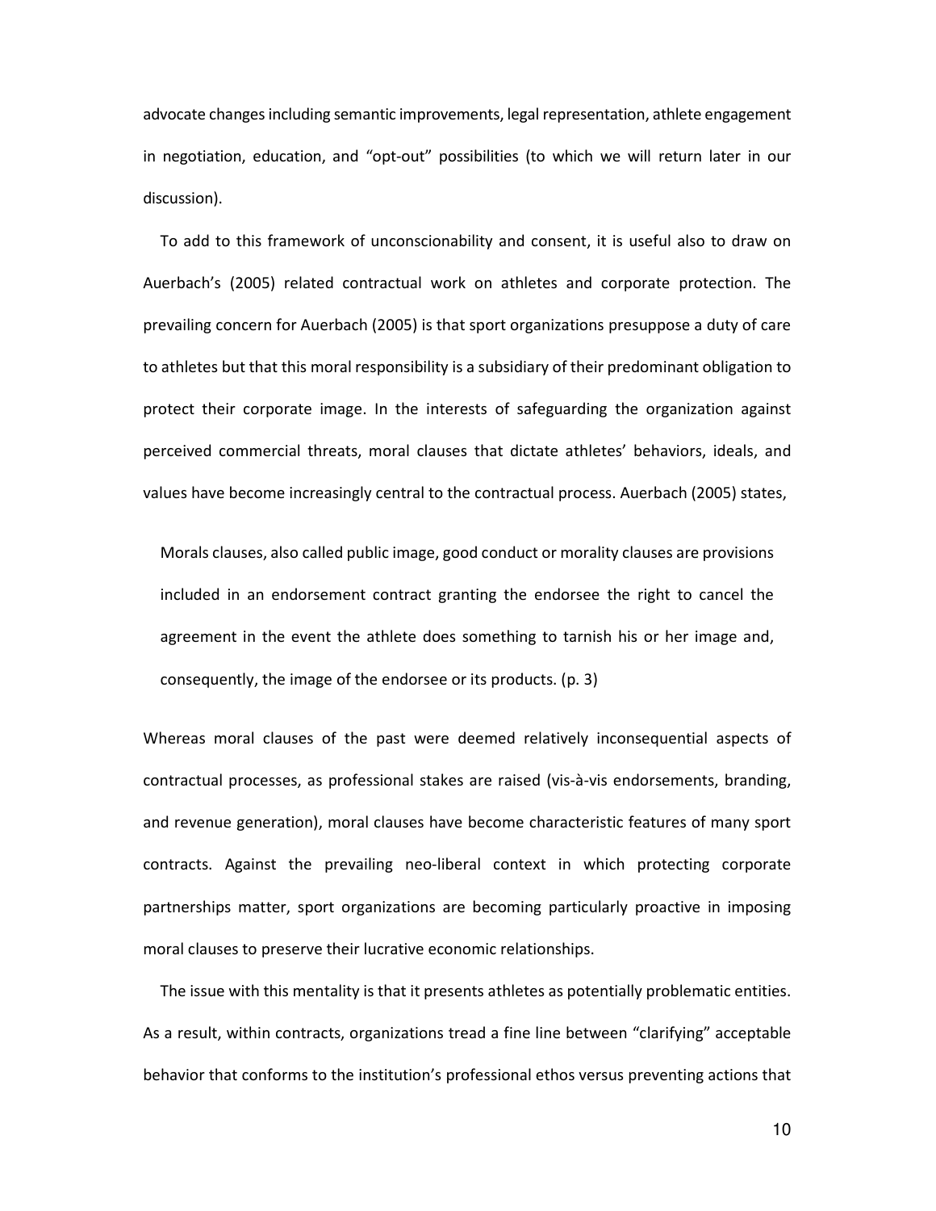advocate changes including semantic improvements, legal representation, athlete engagement in negotiation, education, and "opt-out" possibilities (to which we will return later in our discussion).

To add to this framework of unconscionability and consent, it is useful also to draw on Auerbach's (2005) related contractual work on athletes and corporate protection. The prevailing concern for Auerbach (2005) is that sport organizations presuppose a duty of care to athletes but that this moral responsibility is a subsidiary of their predominant obligation to protect their corporate image. In the interests of safeguarding the organization against perceived commercial threats, moral clauses that dictate athletes' behaviors, ideals, and values have become increasingly central to the contractual process. Auerbach (2005) states,

> Morals clauses, also called public image, good conduct or morality clauses are provisions included in an endorsement contract granting the endorsee the right to cancel the agreement in the event the athlete does something to tarnish his or her image and, consequently, the image of the endorsee or its products. (p. 3)

Whereas moral clauses of the past were deemed relatively inconsequential aspects of contractual processes, as professional stakes are raised (vis-à-vis endorsements, branding, and revenue generation), moral clauses have become characteristic features of many sport contracts. Against the prevailing neo-liberal context in which protecting corporate partnerships matter, sport organizations are becoming particularly proactive in imposing moral clauses to preserve their lucrative economic relationships.

The issue with this mentality is that it presents athletes as potentially problematic entities. As a result, within contracts, organizations tread a fine line between "clarifying" acceptable behavior that conforms to the institution's professional ethos versus preventing actions that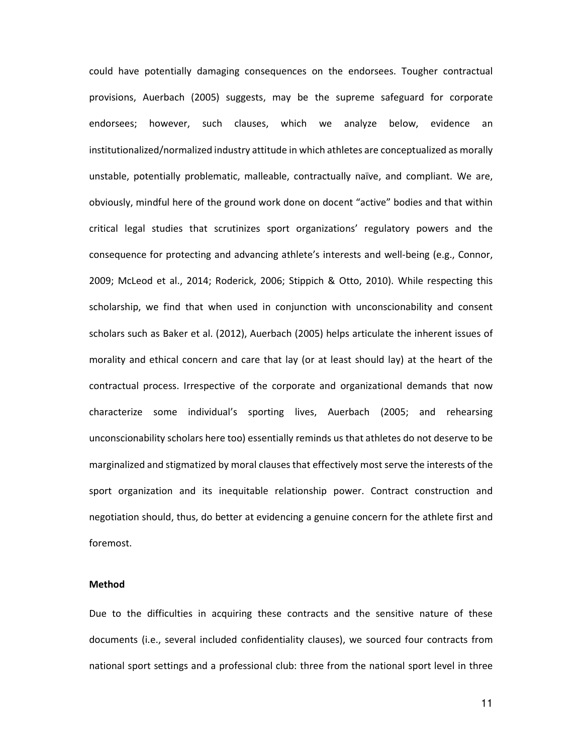could have potentially damaging consequences on the endorsees. Tougher contractual provisions, Auerbach (2005) suggests, may be the supreme safeguard for corporate endorsees; however, such clauses, which we analyze below, evidence an institutionalized/normalized industry attitude in which athletes are conceptualized as morally unstable, potentially problematic, malleable, contractually naïve, and compliant. We are, obviously, mindful here of the ground work done on docent "active" bodies and that within critical legal studies that scrutinizes sport organizations' regulatory powers and the consequence for protecting and advancing athlete's interests and well-being (e.g., Connor, 2009; McLeod et al., 2014; Roderick, 2006; Stippich & Otto, 2010). While respecting this scholarship, we find that when used in conjunction with unconscionability and consent scholars such as Baker et al. (2012), Auerbach (2005) helps articulate the inherent issues of morality and ethical concern and care that lay (or at least should lay) at the heart of the contractual process. Irrespective of the corporate and organizational demands that now characterize some individual's sporting lives, Auerbach (2005; and rehearsing unconscionability scholars here too) essentially reminds us that athletes do not deserve to be marginalized and stigmatized by moral clauses that effectively most serve the interests of the sport organization and its inequitable relationship power. Contract construction and negotiation should, thus, do better at evidencing a genuine concern for the athlete first and foremost.

**Method**

Due to the difficulties in acquiring these contracts and the sensitive nature of these documents (i.e., several included confidentiality clauses), we sourced four contracts from national sport settings and a professional club: three from the national sport level in three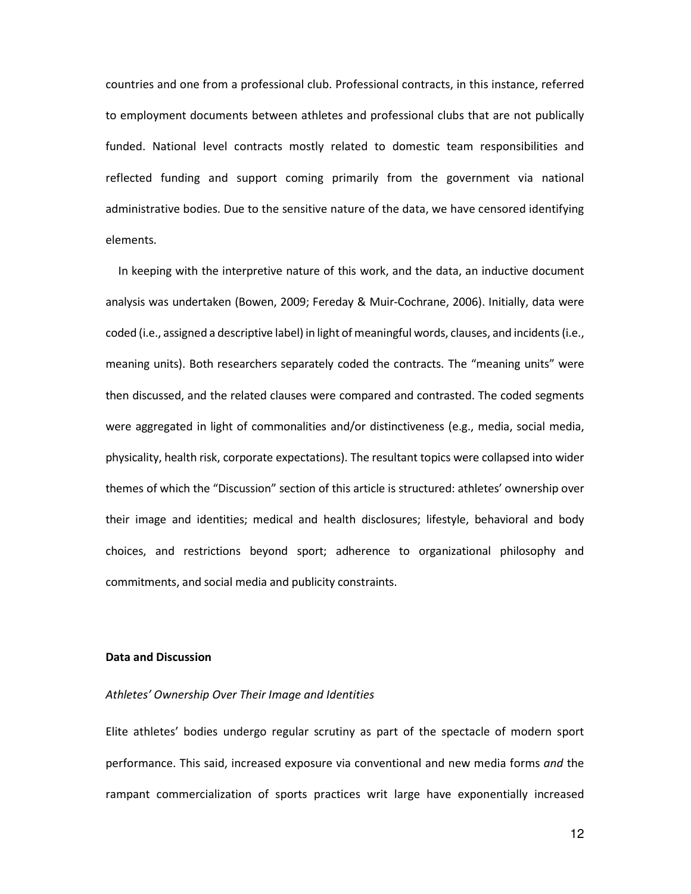countries and one from a professional club. Professional contracts, in this instance, referred to employment documents between athletes and professional clubs that are not publically funded. National level contracts mostly related to domestic team responsibilities and reflected funding and support coming primarily from the government via national administrative bodies. Due to the sensitive nature of the data, we have censored identifying elements.

In keeping with the interpretive nature of this work, and the data, an inductive document analysis was undertaken (Bowen, 2009; Fereday & Muir-Cochrane, 2006). Initially, data were coded (i.e., assigned a descriptive label) in light of meaningful words, clauses, and incidents (i.e., meaning units). Both researchers separately coded the contracts. The "meaning units" were then discussed, and the related clauses were compared and contrasted. The coded segments were aggregated in light of commonalities and/or distinctiveness (e.g., media, social media, physicality, health risk, corporate expectations). The resultant topics were collapsed into wider themes of which the "Discussion" section of this article is structured: athletes' ownership over their image and identities; medical and health disclosures; lifestyle, behavioral and body choices, and restrictions beyond sport; adherence to organizational philosophy and commitments, and social media and publicity constraints.

## Data and Discussion

### *Athletes' Ownership Over Their Image and Identities*

Elite athletes' bodies undergo regular scrutiny as part of the spectacle of modern sport performance. This said, increased exposure via conventional and new media forms *and* the rampant commercialization of sports practices writ large have exponentially increased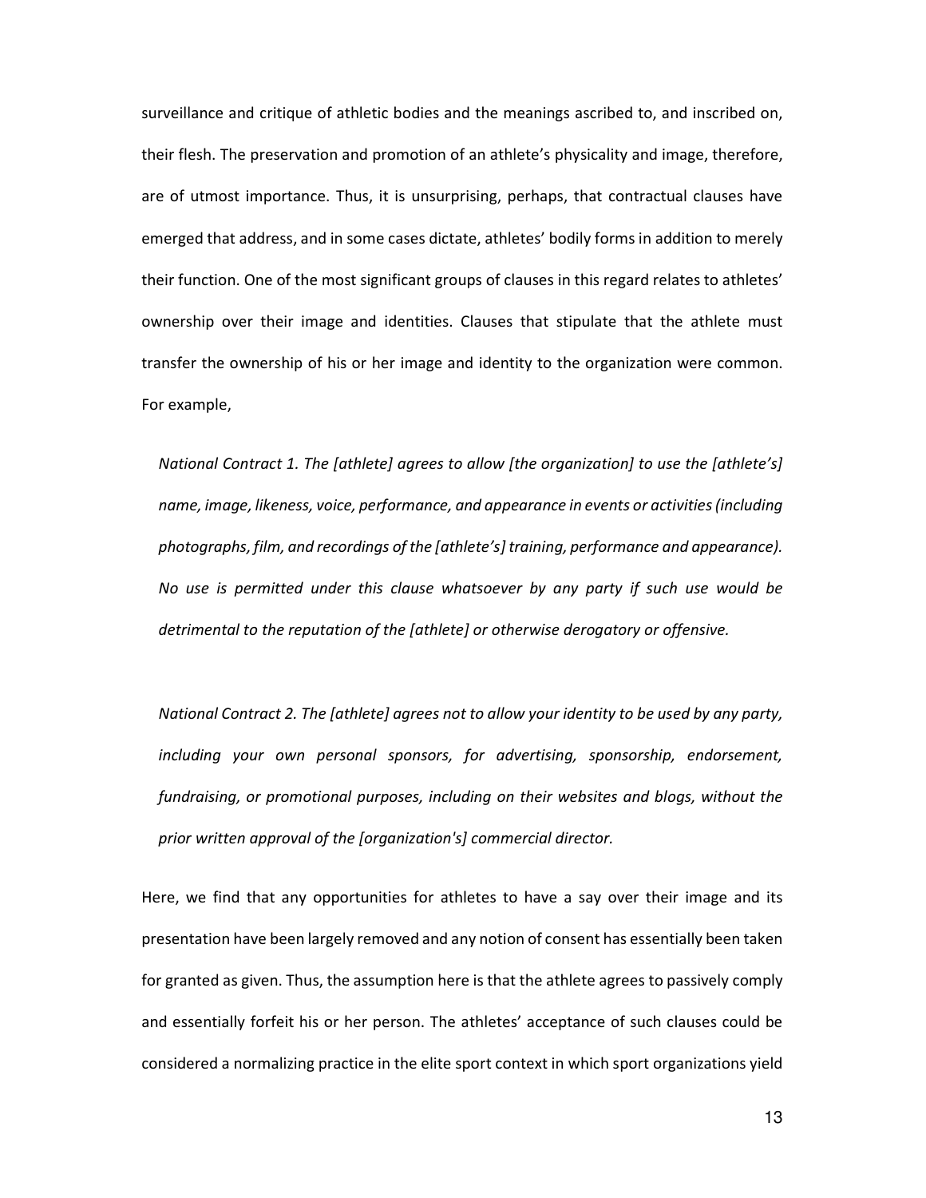surveillance and critique of athletic bodies and the meanings ascribed to, and inscribed on, their flesh. The preservation and promotion of an athlete's physicality and image, therefore, are of utmost importance. Thus, it is unsurprising, perhaps, that contractual clauses have emerged that address, and in some cases dictate, athletes' bodily forms in addition to merely their function. One of the most significant groups of clauses in this regard relates to athletes' ownership over their image and identities. Clauses that stipulate that the athlete must transfer the ownership of his or her image and identity to the organization were common. For example,

> *National Contract 1. The [athlete] agrees to allow [the organization] to use the [athlete's] name, image, likeness, voice, performance, and appearance in events or activities (including photographs, film, and recordings of the [athlete's] training, performance and appearance). No use is permitted under this clause whatsoever by any party if such use would be detrimental to the reputation of the [athlete] or otherwise derogatory or offensive.*

> *National Contract 2. The [athlete] agrees not to allow your identity to be used by any party, including your own personal sponsors, for advertising, sponsorship, endorsement, fundraising, or promotional purposes, including on their websites and blogs, without the prior written approval of the [organization's] commercial director.*

Here, we find that any opportunities for athletes to have a say over their image and its presentation have been largely removed and any notion of consent has essentially been taken for granted as given. Thus, the assumption here is that the athlete agrees to passively comply and essentially forfeit his or her person. The athletes' acceptance of such clauses could be considered a normalizing practice in the elite sport context in which sport organizations yield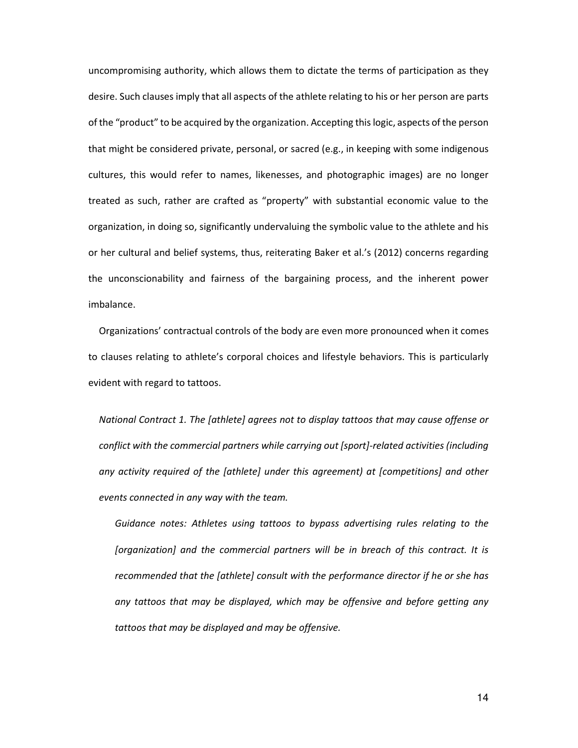uncompromising authority, which allows them to dictate the terms of participation as they desire. Such clauses imply that all aspects of the athlete relating to his or her person are parts of the "product" to be acquired by the organization. Accepting this logic, aspects of the person that might be considered private, personal, or sacred (e.g., in keeping with some indigenous cultures, this would refer to names, likenesses, and photographic images) are no longer treated as such, rather are crafted as "property" with substantial economic value to the organization, in doing so, significantly undervaluing the symbolic value to the athlete and his or her cultural and belief systems, thus, reiterating Baker et al.'s (2012) concerns regarding the unconscionability and fairness of the bargaining process, and the inherent power imbalance.

Organizations' contractual controls of the body are even more pronounced when it comes to clauses relating to athlete's corporal choices and lifestyle behaviors. This is particularly evident with regard to tattoos.

> *National Contract 1. The [athlete] agrees not to display tattoos that may cause offense or conflict with the commercial partners while carrying out [sport]-related activities (including any activity required of the [athlete] under this agreement) at [competitions] and other events connected in any way with the team.*
>
> > *Guidance notes: Athletes using tattoos to bypass advertising rules relating to the [organization] and the commercial partners will be in breach of this contract. It is recommended that the [athlete] consult with the performance director if he or she has any tattoos that may be displayed, which may be offensive and before getting any tattoos that may be displayed and may be offensive.*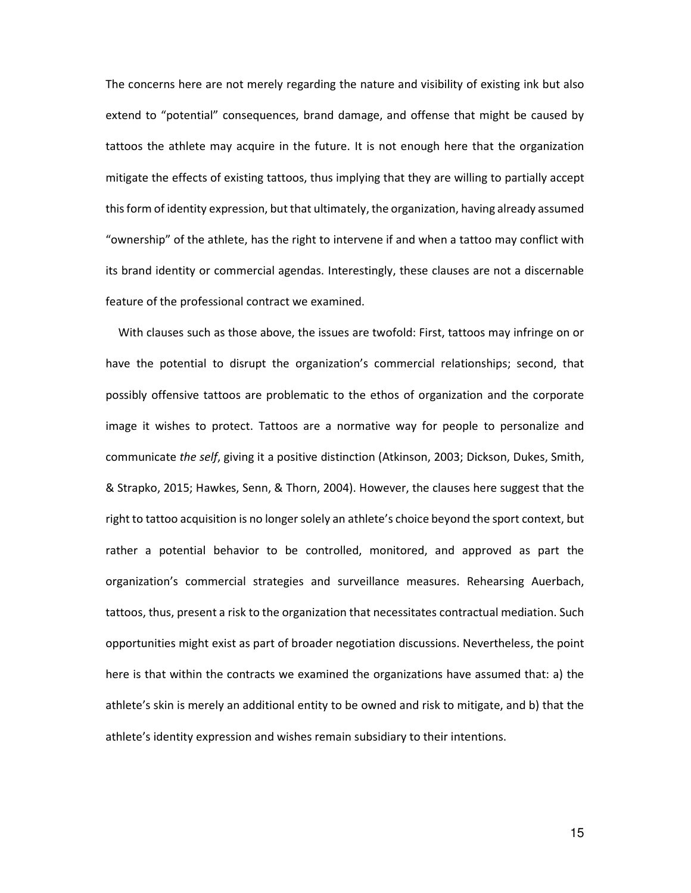The concerns here are not merely regarding the nature and visibility of existing ink but also extend to "potential" consequences, brand damage, and offense that might be caused by tattoos the athlete may acquire in the future. It is not enough here that the organization mitigate the effects of existing tattoos, thus implying that they are willing to partially accept this form of identity expression, but that ultimately, the organization, having already assumed "ownership" of the athlete, has the right to intervene if and when a tattoo may conflict with its brand identity or commercial agendas. Interestingly, these clauses are not a discernable feature of the professional contract we examined.

With clauses such as those above, the issues are twofold: First, tattoos may infringe on or have the potential to disrupt the organization's commercial relationships; second, that possibly offensive tattoos are problematic to the ethos of organization and the corporate image it wishes to protect. Tattoos are a normative way for people to personalize and communicate *the self*, giving it a positive distinction (Atkinson, 2003; Dickson, Dukes, Smith, & Strapko, 2015; Hawkes, Senn, & Thorn, 2004). However, the clauses here suggest that the right to tattoo acquisition is no longer solely an athlete's choice beyond the sport context, but rather a potential behavior to be controlled, monitored, and approved as part the organization's commercial strategies and surveillance measures. Rehearsing Auerbach, tattoos, thus, present a risk to the organization that necessitates contractual mediation. Such opportunities might exist as part of broader negotiation discussions. Nevertheless, the point here is that within the contracts we examined the organizations have assumed that: a) the athlete's skin is merely an additional entity to be owned and risk to mitigate, and b) that the athlete's identity expression and wishes remain subsidiary to their intentions.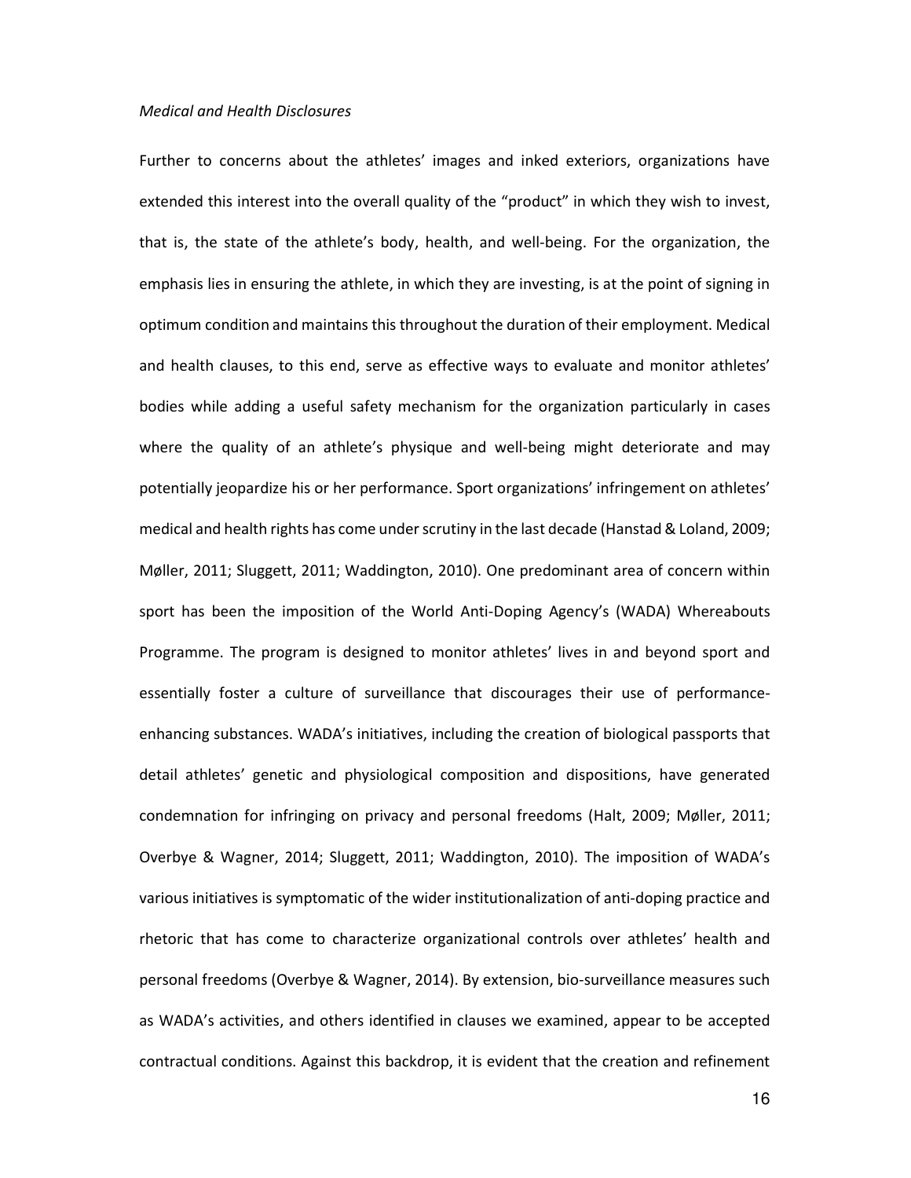*Medical and Health Disclosures*

Further to concerns about the athletes' images and inked exteriors, organizations have extended this interest into the overall quality of the "product" in which they wish to invest, that is, the state of the athlete's body, health, and well-being. For the organization, the emphasis lies in ensuring the athlete, in which they are investing, is at the point of signing in optimum condition and maintains this throughout the duration of their employment. Medical and health clauses, to this end, serve as effective ways to evaluate and monitor athletes' bodies while adding a useful safety mechanism for the organization particularly in cases where the quality of an athlete's physique and well-being might deteriorate and may potentially jeopardize his or her performance. Sport organizations' infringement on athletes' medical and health rights has come under scrutiny in the last decade (Hanstad & Loland, 2009; Møller, 2011; Sluggett, 2011; Waddington, 2010). One predominant area of concern within sport has been the imposition of the World Anti-Doping Agency's (WADA) Whereabouts Programme. The program is designed to monitor athletes' lives in and beyond sport and essentially foster a culture of surveillance that discourages their use of performance-enhancing substances. WADA's initiatives, including the creation of biological passports that detail athletes' genetic and physiological composition and dispositions, have generated condemnation for infringing on privacy and personal freedoms (Halt, 2009; Møller, 2011; Overbye & Wagner, 2014; Sluggett, 2011; Waddington, 2010). The imposition of WADA's various initiatives is symptomatic of the wider institutionalization of anti-doping practice and rhetoric that has come to characterize organizational controls over athletes' health and personal freedoms (Overbye & Wagner, 2014). By extension, bio-surveillance measures such as WADA's activities, and others identified in clauses we examined, appear to be accepted contractual conditions. Against this backdrop, it is evident that the creation and refinement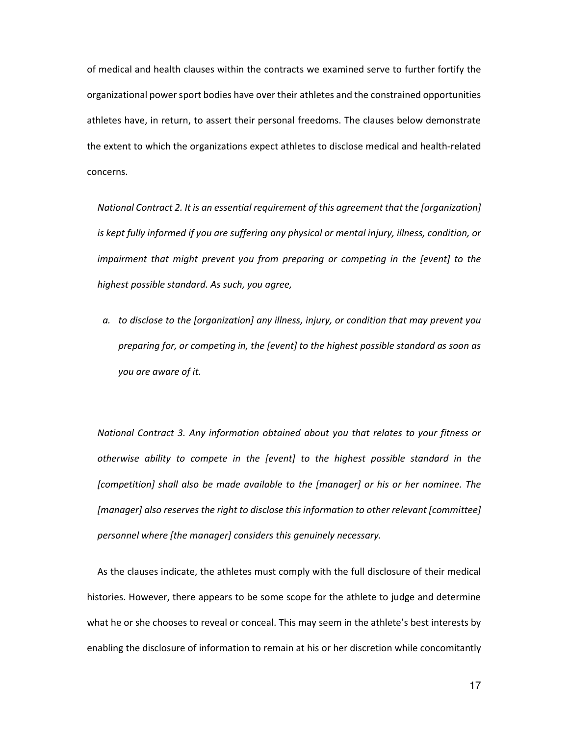of medical and health clauses within the contracts we examined serve to further fortify the organizational power sport bodies have over their athletes and the constrained opportunities athletes have, in return, to assert their personal freedoms. The clauses below demonstrate the extent to which the organizations expect athletes to disclose medical and health-related concerns.

> *National Contract 2. It is an essential requirement of this agreement that the [organization] is kept fully informed if you are suffering any physical or mental injury, illness, condition, or impairment that might prevent you from preparing or competing in the [event] to the highest possible standard. As such, you agree,*
>
> *a. to disclose to the [organization] any illness, injury, or condition that may prevent you preparing for, or competing in, the [event] to the highest possible standard as soon as you are aware of it.*

> *National Contract 3. Any information obtained about you that relates to your fitness or otherwise ability to compete in the [event] to the highest possible standard in the [competition] shall also be made available to the [manager] or his or her nominee. The [manager] also reserves the right to disclose this information to other relevant [committee] personnel where [the manager] considers this genuinely necessary.*

As the clauses indicate, the athletes must comply with the full disclosure of their medical histories. However, there appears to be some scope for the athlete to judge and determine what he or she chooses to reveal or conceal. This may seem in the athlete's best interests by enabling the disclosure of information to remain at his or her discretion while concomitantly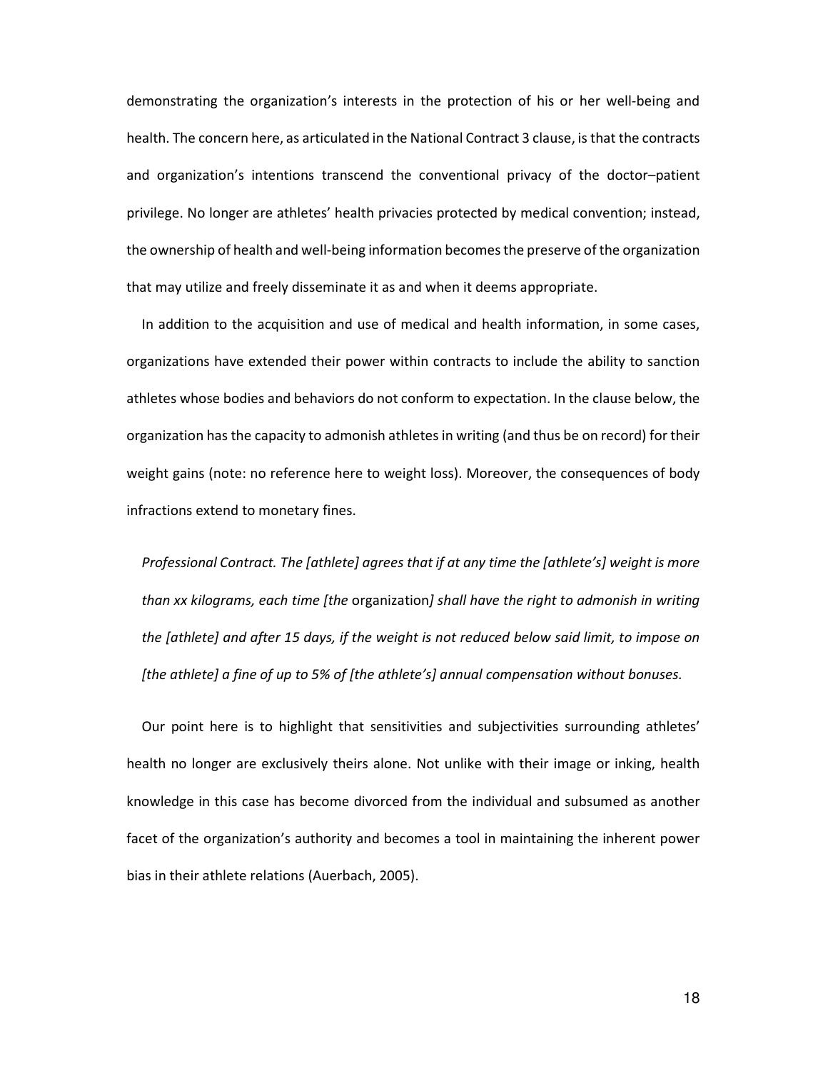demonstrating the organization's interests in the protection of his or her well-being and health. The concern here, as articulated in the National Contract 3 clause, is that the contracts and organization's intentions transcend the conventional privacy of the doctor–patient privilege. No longer are athletes' health privacies protected by medical convention; instead, the ownership of health and well-being information becomes the preserve of the organization that may utilize and freely disseminate it as and when it deems appropriate.

In addition to the acquisition and use of medical and health information, in some cases, organizations have extended their power within contracts to include the ability to sanction athletes whose bodies and behaviors do not conform to expectation. In the clause below, the organization has the capacity to admonish athletes in writing (and thus be on record) for their weight gains (note: no reference here to weight loss). Moreover, the consequences of body infractions extend to monetary fines.

> *Professional Contract. The [athlete] agrees that if at any time the [athlete's] weight is more than xx kilograms, each time [the* organization*] shall have the right to admonish in writing the [athlete] and after 15 days, if the weight is not reduced below said limit, to impose on [the athlete] a fine of up to 5% of [the athlete's] annual compensation without bonuses.*

Our point here is to highlight that sensitivities and subjectivities surrounding athletes' health no longer are exclusively theirs alone. Not unlike with their image or inking, health knowledge in this case has become divorced from the individual and subsumed as another facet of the organization's authority and becomes a tool in maintaining the inherent power bias in their athlete relations (Auerbach, 2005).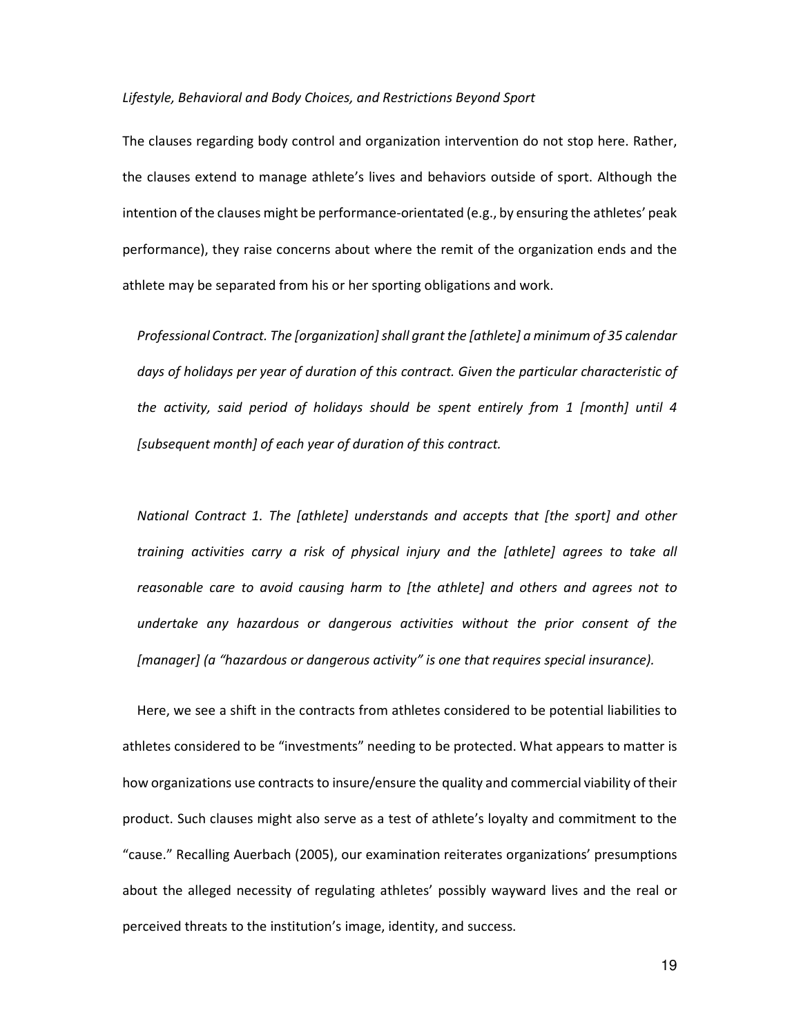*Lifestyle, Behavioral and Body Choices, and Restrictions Beyond Sport*

The clauses regarding body control and organization intervention do not stop here. Rather, the clauses extend to manage athlete's lives and behaviors outside of sport. Although the intention of the clauses might be performance-orientated (e.g., by ensuring the athletes' peak performance), they raise concerns about where the remit of the organization ends and the athlete may be separated from his or her sporting obligations and work.

> *Professional Contract. The [organization] shall grant the [athlete] a minimum of 35 calendar days of holidays per year of duration of this contract. Given the particular characteristic of the activity, said period of holidays should be spent entirely from 1 [month] until 4 [subsequent month] of each year of duration of this contract.*

> *National Contract 1. The [athlete] understands and accepts that [the sport] and other training activities carry a risk of physical injury and the [athlete] agrees to take all reasonable care to avoid causing harm to [the athlete] and others and agrees not to undertake any hazardous or dangerous activities without the prior consent of the [manager] (a "hazardous or dangerous activity" is one that requires special insurance).*

Here, we see a shift in the contracts from athletes considered to be potential liabilities to athletes considered to be "investments" needing to be protected. What appears to matter is how organizations use contracts to insure/ensure the quality and commercial viability of their product. Such clauses might also serve as a test of athlete's loyalty and commitment to the "cause." Recalling Auerbach (2005), our examination reiterates organizations' presumptions about the alleged necessity of regulating athletes' possibly wayward lives and the real or perceived threats to the institution's image, identity, and success.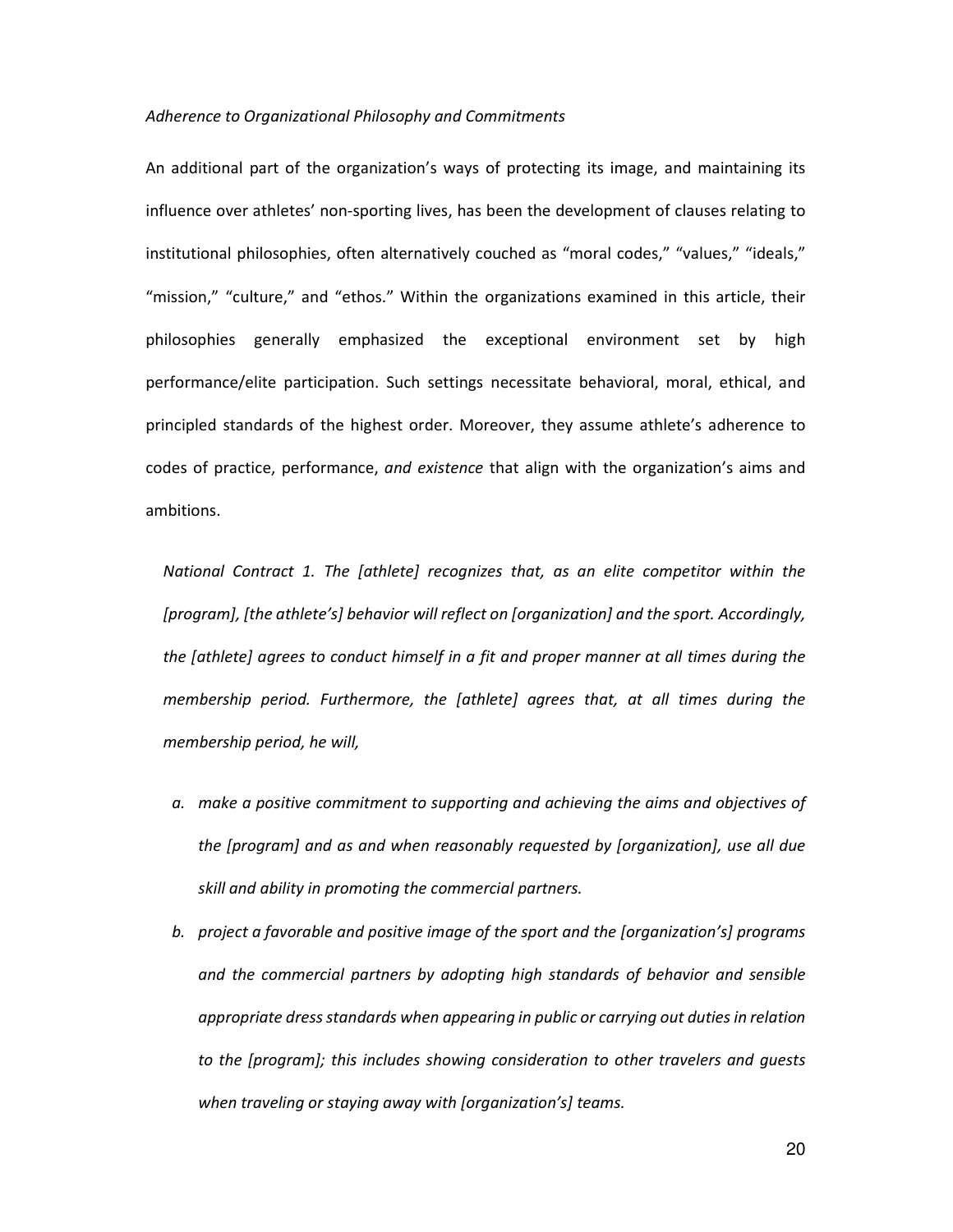*Adherence to Organizational Philosophy and Commitments*

An additional part of the organization's ways of protecting its image, and maintaining its influence over athletes' non-sporting lives, has been the development of clauses relating to institutional philosophies, often alternatively couched as "moral codes," "values," "ideals," "mission," "culture," and "ethos." Within the organizations examined in this article, their philosophies generally emphasized the exceptional environment set by high performance/elite participation. Such settings necessitate behavioral, moral, ethical, and principled standards of the highest order. Moreover, they assume athlete's adherence to codes of practice, performance, *and existence* that align with the organization's aims and ambitions.

> *National Contract 1. The [athlete] recognizes that, as an elite competitor within the [program], [the athlete's] behavior will reflect on [organization] and the sport. Accordingly, the [athlete] agrees to conduct himself in a fit and proper manner at all times during the membership period. Furthermore, the [athlete] agrees that, at all times during the membership period, he will,*
>
> *a. make a positive commitment to supporting and achieving the aims and objectives of the [program] and as and when reasonably requested by [organization], use all due skill and ability in promoting the commercial partners.*
>
> *b. project a favorable and positive image of the sport and the [organization's] programs and the commercial partners by adopting high standards of behavior and sensible appropriate dress standards when appearing in public or carrying out duties in relation to the [program]; this includes showing consideration to other travelers and guests when traveling or staying away with [organization's] teams.*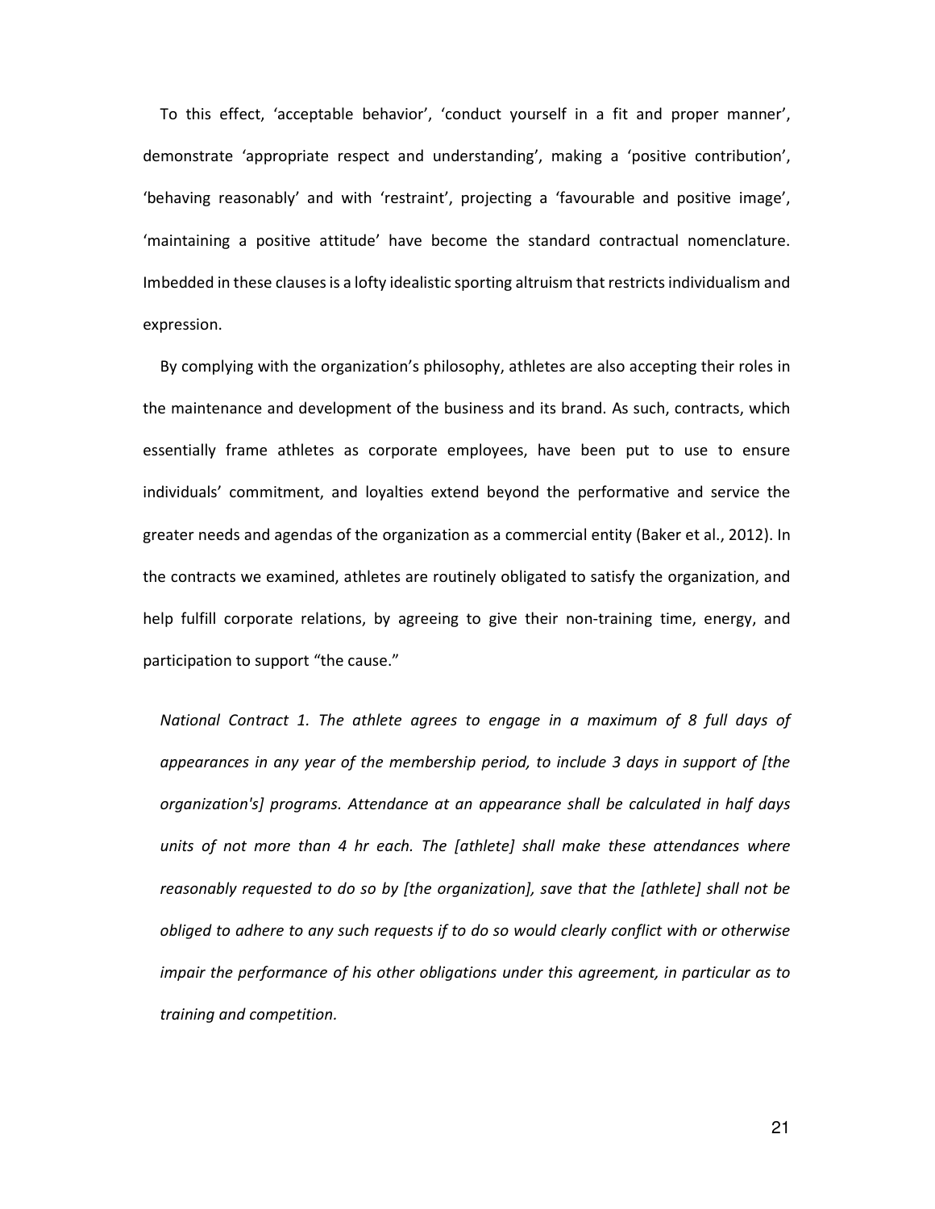To this effect, 'acceptable behavior', 'conduct yourself in a fit and proper manner', demonstrate 'appropriate respect and understanding', making a 'positive contribution', 'behaving reasonably' and with 'restraint', projecting a 'favourable and positive image', 'maintaining a positive attitude' have become the standard contractual nomenclature. Imbedded in these clauses is a lofty idealistic sporting altruism that restricts individualism and expression.

By complying with the organization's philosophy, athletes are also accepting their roles in the maintenance and development of the business and its brand. As such, contracts, which essentially frame athletes as corporate employees, have been put to use to ensure individuals' commitment, and loyalties extend beyond the performative and service the greater needs and agendas of the organization as a commercial entity (Baker et al., 2012). In the contracts we examined, athletes are routinely obligated to satisfy the organization, and help fulfill corporate relations, by agreeing to give their non-training time, energy, and participation to support "the cause."

*National Contract 1. The athlete agrees to engage in a maximum of 8 full days of appearances in any year of the membership period, to include 3 days in support of [the organization's] programs. Attendance at an appearance shall be calculated in half days units of not more than 4 hr each. The [athlete] shall make these attendances where reasonably requested to do so by [the organization], save that the [athlete] shall not be obliged to adhere to any such requests if to do so would clearly conflict with or otherwise impair the performance of his other obligations under this agreement, in particular as to training and competition.*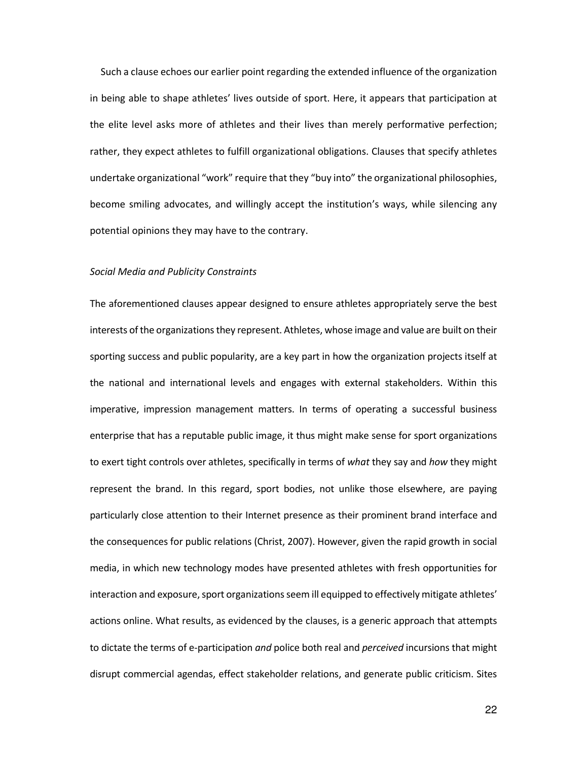Such a clause echoes our earlier point regarding the extended influence of the organization in being able to shape athletes' lives outside of sport. Here, it appears that participation at the elite level asks more of athletes and their lives than merely performative perfection; rather, they expect athletes to fulfill organizational obligations. Clauses that specify athletes undertake organizational "work" require that they "buy into" the organizational philosophies, become smiling advocates, and willingly accept the institution's ways, while silencing any potential opinions they may have to the contrary.

### *Social Media and Publicity Constraints*

The aforementioned clauses appear designed to ensure athletes appropriately serve the best interests of the organizations they represent. Athletes, whose image and value are built on their sporting success and public popularity, are a key part in how the organization projects itself at the national and international levels and engages with external stakeholders. Within this imperative, impression management matters. In terms of operating a successful business enterprise that has a reputable public image, it thus might make sense for sport organizations to exert tight controls over athletes, specifically in terms of *what* they say and *how* they might represent the brand. In this regard, sport bodies, not unlike those elsewhere, are paying particularly close attention to their Internet presence as their prominent brand interface and the consequences for public relations (Christ, 2007). However, given the rapid growth in social media, in which new technology modes have presented athletes with fresh opportunities for interaction and exposure, sport organizations seem ill equipped to effectively mitigate athletes' actions online. What results, as evidenced by the clauses, is a generic approach that attempts to dictate the terms of e-participation *and* police both real and *perceived* incursions that might disrupt commercial agendas, effect stakeholder relations, and generate public criticism. Sites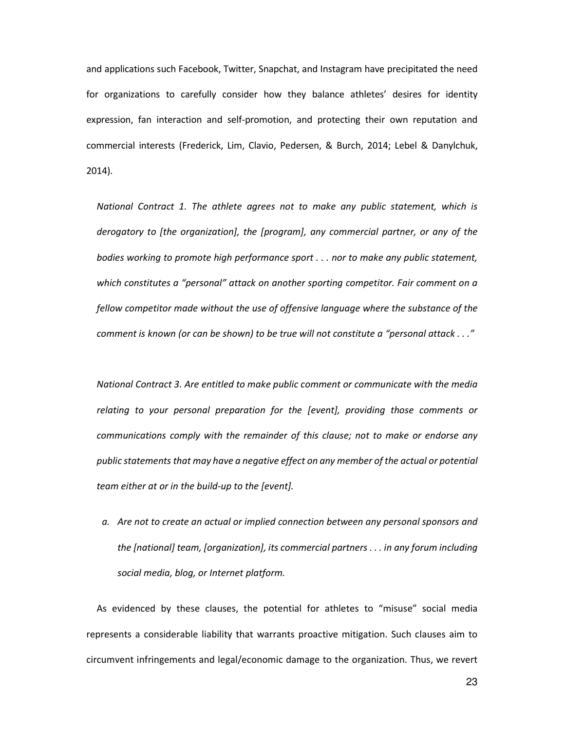and applications such Facebook, Twitter, Snapchat, and Instagram have precipitated the need for organizations to carefully consider how they balance athletes' desires for identity expression, fan interaction and self-promotion, and protecting their own reputation and commercial interests (Frederick, Lim, Clavio, Pedersen, & Burch, 2014; Lebel & Danylchuk, 2014).

> *National Contract 1. The athlete agrees not to make any public statement, which is derogatory to [the organization], the [program], any commercial partner, or any of the bodies working to promote high performance sport . . . nor to make any public statement, which constitutes a "personal" attack on another sporting competitor. Fair comment on a fellow competitor made without the use of offensive language where the substance of the comment is known (or can be shown) to be true will not constitute a "personal attack . . ."*

> *National Contract 3. Are entitled to make public comment or communicate with the media relating to your personal preparation for the [event], providing those comments or communications comply with the remainder of this clause; not to make or endorse any public statements that may have a negative effect on any member of the actual or potential team either at or in the build-up to the [event].*
>
> *a. Are not to create an actual or implied connection between any personal sponsors and the [national] team, [organization], its commercial partners . . . in any forum including social media, blog, or Internet platform.*

As evidenced by these clauses, the potential for athletes to "misuse" social media represents a considerable liability that warrants proactive mitigation. Such clauses aim to circumvent infringements and legal/economic damage to the organization. Thus, we revert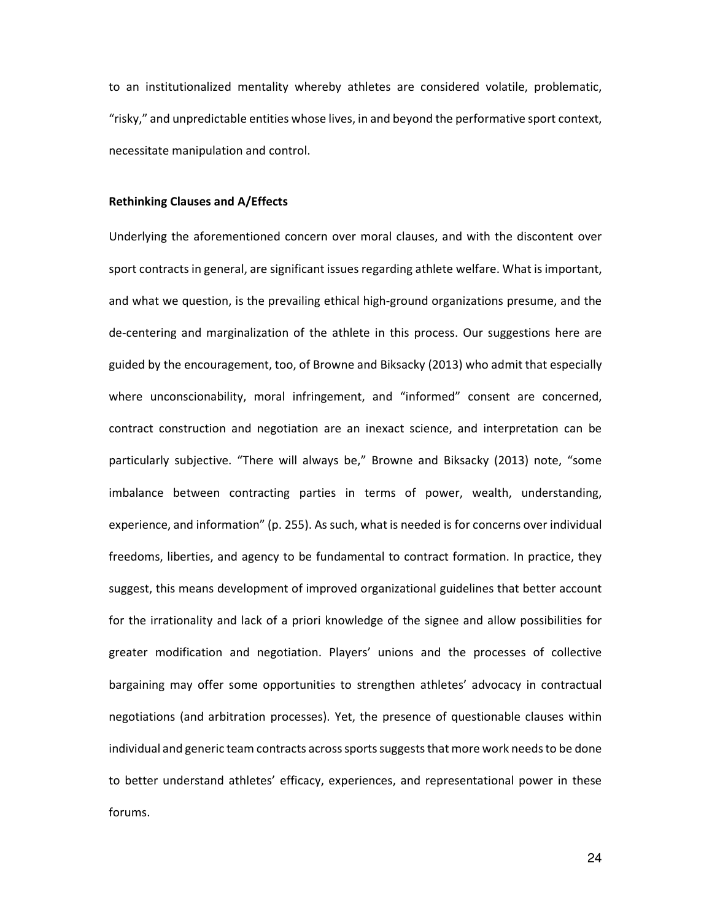to an institutionalized mentality whereby athletes are considered volatile, problematic, "risky," and unpredictable entities whose lives, in and beyond the performative sport context, necessitate manipulation and control.

**Rethinking Clauses and A/Effects**

Underlying the aforementioned concern over moral clauses, and with the discontent over sport contracts in general, are significant issues regarding athlete welfare. What is important, and what we question, is the prevailing ethical high-ground organizations presume, and the de-centering and marginalization of the athlete in this process. Our suggestions here are guided by the encouragement, too, of Browne and Biksacky (2013) who admit that especially where unconscionability, moral infringement, and "informed" consent are concerned, contract construction and negotiation are an inexact science, and interpretation can be particularly subjective. "There will always be," Browne and Biksacky (2013) note, "some imbalance between contracting parties in terms of power, wealth, understanding, experience, and information" (p. 255). As such, what is needed is for concerns over individual freedoms, liberties, and agency to be fundamental to contract formation. In practice, they suggest, this means development of improved organizational guidelines that better account for the irrationality and lack of a priori knowledge of the signee and allow possibilities for greater modification and negotiation. Players' unions and the processes of collective bargaining may offer some opportunities to strengthen athletes' advocacy in contractual negotiations (and arbitration processes). Yet, the presence of questionable clauses within individual and generic team contracts across sports suggests that more work needs to be done to better understand athletes' efficacy, experiences, and representational power in these forums.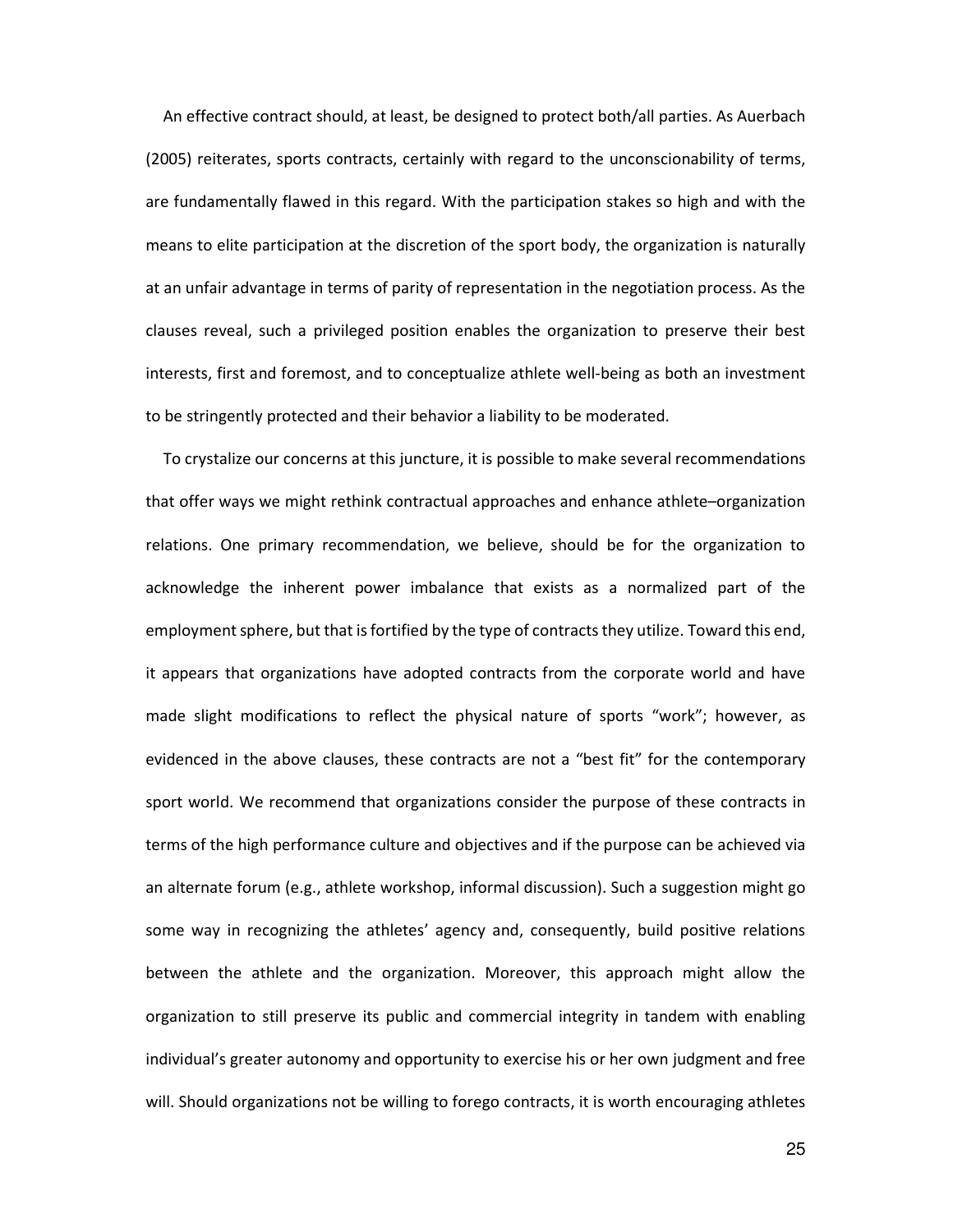An effective contract should, at least, be designed to protect both/all parties. As Auerbach (2005) reiterates, sports contracts, certainly with regard to the unconscionability of terms, are fundamentally flawed in this regard. With the participation stakes so high and with the means to elite participation at the discretion of the sport body, the organization is naturally at an unfair advantage in terms of parity of representation in the negotiation process. As the clauses reveal, such a privileged position enables the organization to preserve their best interests, first and foremost, and to conceptualize athlete well-being as both an investment to be stringently protected and their behavior a liability to be moderated.

To crystalize our concerns at this juncture, it is possible to make several recommendations that offer ways we might rethink contractual approaches and enhance athlete–organization relations. One primary recommendation, we believe, should be for the organization to acknowledge the inherent power imbalance that exists as a normalized part of the employment sphere, but that is fortified by the type of contracts they utilize. Toward this end, it appears that organizations have adopted contracts from the corporate world and have made slight modifications to reflect the physical nature of sports "work"; however, as evidenced in the above clauses, these contracts are not a "best fit" for the contemporary sport world. We recommend that organizations consider the purpose of these contracts in terms of the high performance culture and objectives and if the purpose can be achieved via an alternate forum (e.g., athlete workshop, informal discussion). Such a suggestion might go some way in recognizing the athletes' agency and, consequently, build positive relations between the athlete and the organization. Moreover, this approach might allow the organization to still preserve its public and commercial integrity in tandem with enabling individual's greater autonomy and opportunity to exercise his or her own judgment and free will. Should organizations not be willing to forego contracts, it is worth encouraging athletes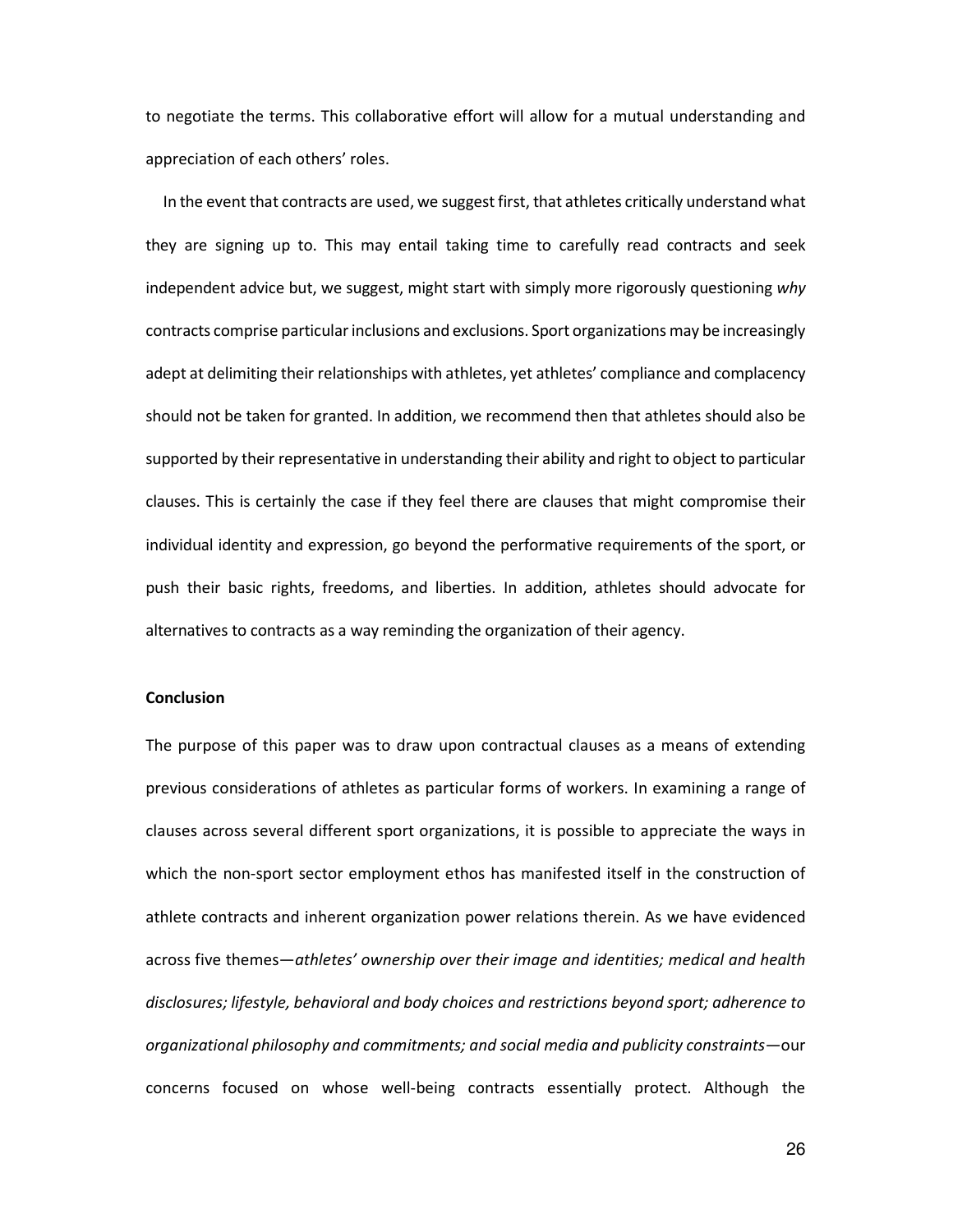to negotiate the terms. This collaborative effort will allow for a mutual understanding and appreciation of each others' roles.

In the event that contracts are used, we suggest first, that athletes critically understand what they are signing up to. This may entail taking time to carefully read contracts and seek independent advice but, we suggest, might start with simply more rigorously questioning *why* contracts comprise particular inclusions and exclusions. Sport organizations may be increasingly adept at delimiting their relationships with athletes, yet athletes' compliance and complacency should not be taken for granted. In addition, we recommend then that athletes should also be supported by their representative in understanding their ability and right to object to particular clauses. This is certainly the case if they feel there are clauses that might compromise their individual identity and expression, go beyond the performative requirements of the sport, or push their basic rights, freedoms, and liberties. In addition, athletes should advocate for alternatives to contracts as a way reminding the organization of their agency.

**Conclusion**

The purpose of this paper was to draw upon contractual clauses as a means of extending previous considerations of athletes as particular forms of workers. In examining a range of clauses across several different sport organizations, it is possible to appreciate the ways in which the non-sport sector employment ethos has manifested itself in the construction of athlete contracts and inherent organization power relations therein. As we have evidenced across five themes—*athletes' ownership over their image and identities; medical and health disclosures; lifestyle, behavioral and body choices and restrictions beyond sport; adherence to organizational philosophy and commitments; and social media and publicity constraints*—our concerns focused on whose well-being contracts essentially protect. Although the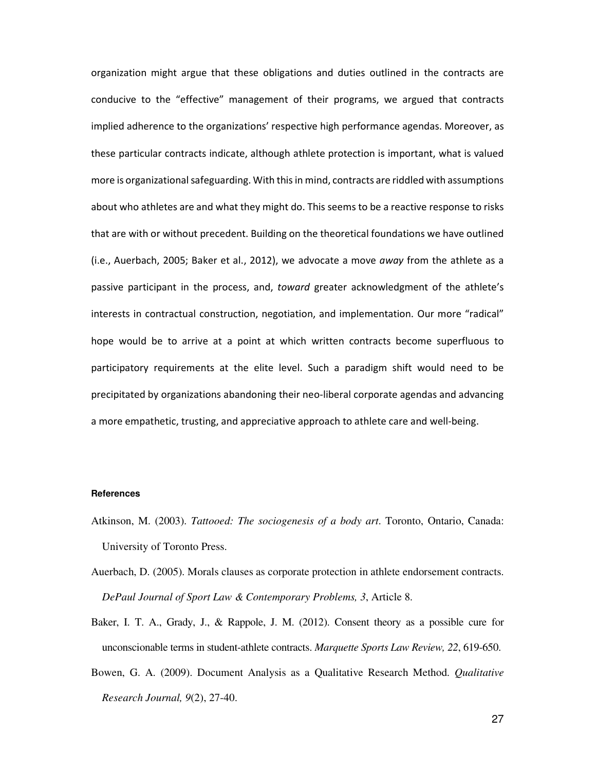organization might argue that these obligations and duties outlined in the contracts are conducive to the "effective" management of their programs, we argued that contracts implied adherence to the organizations' respective high performance agendas. Moreover, as these particular contracts indicate, although athlete protection is important, what is valued more is organizational safeguarding. With this in mind, contracts are riddled with assumptions about who athletes are and what they might do. This seems to be a reactive response to risks that are with or without precedent. Building on the theoretical foundations we have outlined (i.e., Auerbach, 2005; Baker et al., 2012), we advocate a move *away* from the athlete as a passive participant in the process, and, *toward* greater acknowledgment of the athlete's interests in contractual construction, negotiation, and implementation. Our more "radical" hope would be to arrive at a point at which written contracts become superfluous to participatory requirements at the elite level. Such a paradigm shift would need to be precipitated by organizations abandoning their neo-liberal corporate agendas and advancing a more empathetic, trusting, and appreciative approach to athlete care and well-being.

#### References

Atkinson, M. (2003). *Tattooed: The sociogenesis of a body art*. Toronto, Ontario, Canada: University of Toronto Press.

Auerbach, D. (2005). Morals clauses as corporate protection in athlete endorsement contracts. *DePaul Journal of Sport Law & Contemporary Problems, 3*, Article 8.

Baker, I. T. A., Grady, J., & Rappole, J. M. (2012). Consent theory as a possible cure for unconscionable terms in student-athlete contracts. *Marquette Sports Law Review, 22*, 619-650.

Bowen, G. A. (2009). Document Analysis as a Qualitative Research Method. *Qualitative Research Journal, 9*(2), 27-40.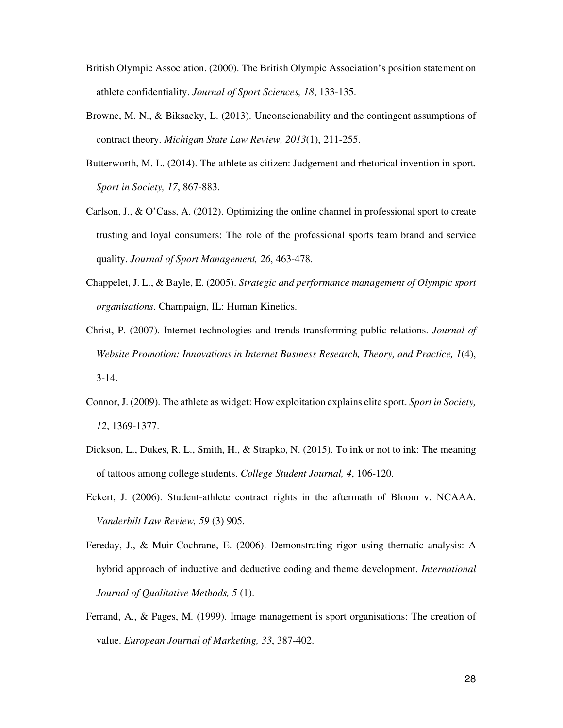British Olympic Association. (2000). The British Olympic Association's position statement on athlete confidentiality. *Journal of Sport Sciences, 18*, 133-135.

Browne, M. N., & Biksacky, L. (2013). Unconscionability and the contingent assumptions of contract theory. *Michigan State Law Review, 2013*(1), 211-255.

Butterworth, M. L. (2014). The athlete as citizen: Judgement and rhetorical invention in sport. *Sport in Society, 17*, 867-883.

Carlson, J., & O'Cass, A. (2012). Optimizing the online channel in professional sport to create trusting and loyal consumers: The role of the professional sports team brand and service quality. *Journal of Sport Management, 26*, 463-478.

Chappelet, J. L., & Bayle, E. (2005). *Strategic and performance management of Olympic sport organisations*. Champaign, IL: Human Kinetics.

Christ, P. (2007). Internet technologies and trends transforming public relations. *Journal of Website Promotion: Innovations in Internet Business Research, Theory, and Practice, 1*(4), 3-14.

Connor, J. (2009). The athlete as widget: How exploitation explains elite sport. *Sport in Society, 12*, 1369-1377.

Dickson, L., Dukes, R. L., Smith, H., & Strapko, N. (2015). To ink or not to ink: The meaning of tattoos among college students. *College Student Journal, 4*, 106-120.

Eckert, J. (2006). Student-athlete contract rights in the aftermath of Bloom v. NCAAA. *Vanderbilt Law Review, 59* (3) 905.

Fereday, J., & Muir-Cochrane, E. (2006). Demonstrating rigor using thematic analysis: A hybrid approach of inductive and deductive coding and theme development. *International Journal of Qualitative Methods, 5* (1).

Ferrand, A., & Pages, M. (1999). Image management is sport organisations: The creation of value. *European Journal of Marketing, 33*, 387-402.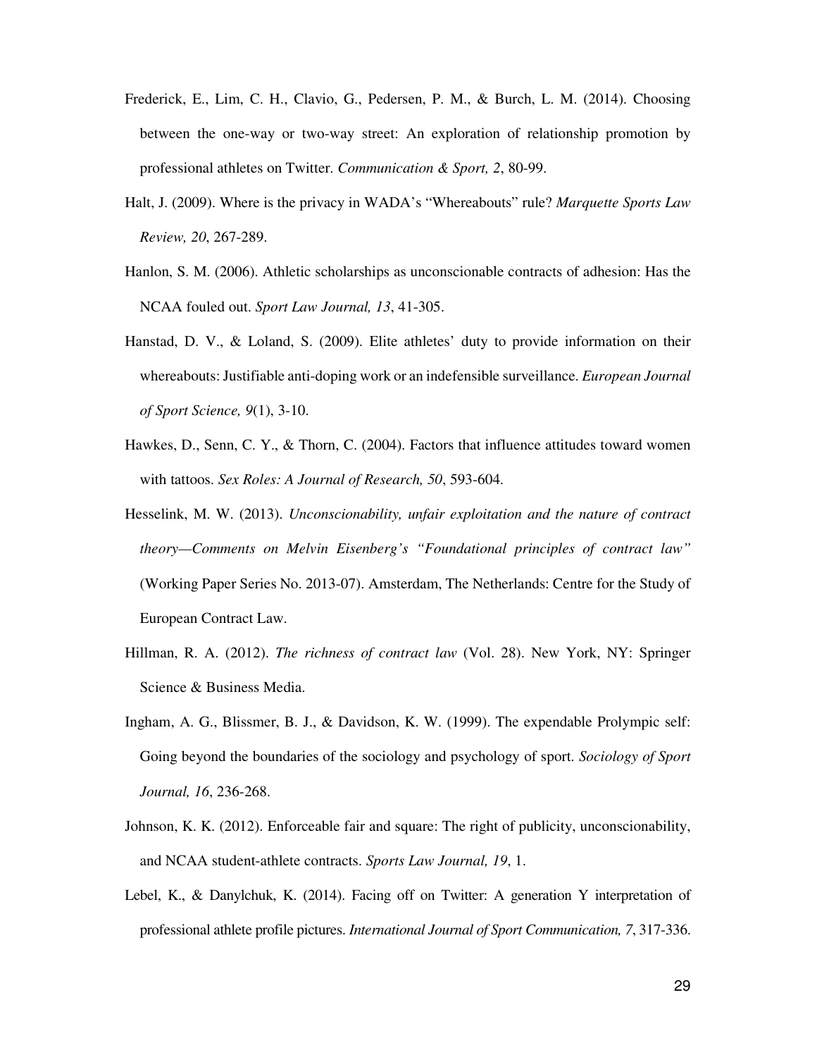Frederick, E., Lim, C. H., Clavio, G., Pedersen, P. M., & Burch, L. M. (2014). Choosing between the one-way or two-way street: An exploration of relationship promotion by professional athletes on Twitter. *Communication & Sport, 2*, 80-99.

Halt, J. (2009). Where is the privacy in WADA's "Whereabouts" rule? *Marquette Sports Law Review, 20*, 267-289.

Hanlon, S. M. (2006). Athletic scholarships as unconscionable contracts of adhesion: Has the NCAA fouled out. *Sport Law Journal, 13*, 41-305.

Hanstad, D. V., & Loland, S. (2009). Elite athletes' duty to provide information on their whereabouts: Justifiable anti-doping work or an indefensible surveillance. *European Journal of Sport Science, 9*(1), 3-10.

Hawkes, D., Senn, C. Y., & Thorn, C. (2004). Factors that influence attitudes toward women with tattoos. *Sex Roles: A Journal of Research, 50*, 593-604.

Hesselink, M. W. (2013). *Unconscionability, unfair exploitation and the nature of contract theory—Comments on Melvin Eisenberg's "Foundational principles of contract law"* (Working Paper Series No. 2013-07). Amsterdam, The Netherlands: Centre for the Study of European Contract Law.

Hillman, R. A. (2012). *The richness of contract law* (Vol. 28). New York, NY: Springer Science & Business Media.

Ingham, A. G., Blissmer, B. J., & Davidson, K. W. (1999). The expendable Prolympic self: Going beyond the boundaries of the sociology and psychology of sport. *Sociology of Sport Journal, 16*, 236-268.

Johnson, K. K. (2012). Enforceable fair and square: The right of publicity, unconscionability, and NCAA student-athlete contracts. *Sports Law Journal, 19*, 1.

Lebel, K., & Danylchuk, K. (2014). Facing off on Twitter: A generation Y interpretation of professional athlete profile pictures. *International Journal of Sport Communication, 7*, 317-336.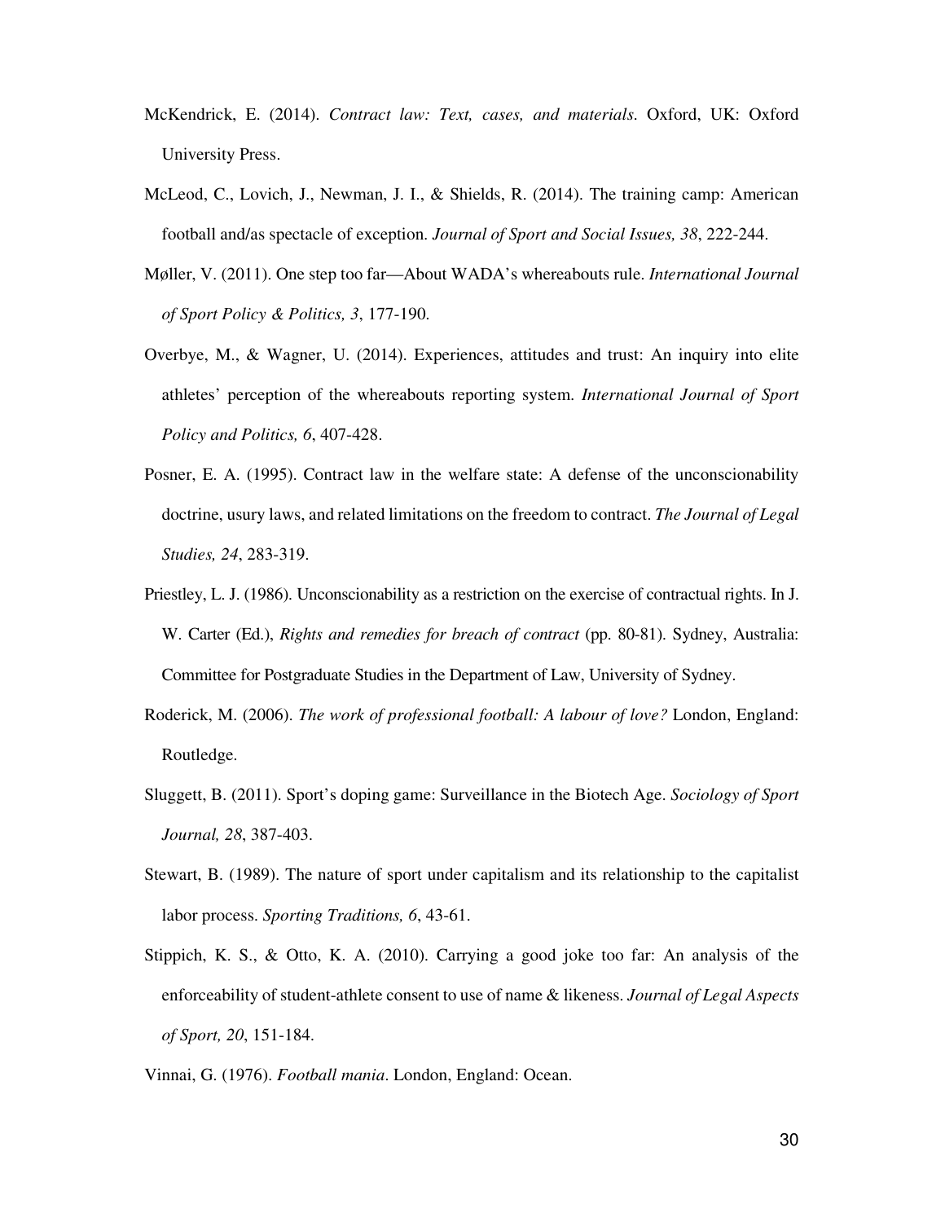McKendrick, E. (2014). *Contract law: Text, cases, and materials*. Oxford, UK: Oxford University Press.

McLeod, C., Lovich, J., Newman, J. I., & Shields, R. (2014). The training camp: American football and/as spectacle of exception. *Journal of Sport and Social Issues, 38*, 222-244.

Møller, V. (2011). One step too far—About WADA's whereabouts rule. *International Journal of Sport Policy & Politics, 3*, 177-190.

Overbye, M., & Wagner, U. (2014). Experiences, attitudes and trust: An inquiry into elite athletes' perception of the whereabouts reporting system. *International Journal of Sport Policy and Politics, 6*, 407-428.

Posner, E. A. (1995). Contract law in the welfare state: A defense of the unconscionability doctrine, usury laws, and related limitations on the freedom to contract. *The Journal of Legal Studies, 24*, 283-319.

Priestley, L. J. (1986). Unconscionability as a restriction on the exercise of contractual rights. In J. W. Carter (Ed.), *Rights and remedies for breach of contract* (pp. 80-81). Sydney, Australia: Committee for Postgraduate Studies in the Department of Law, University of Sydney.

Roderick, M. (2006). *The work of professional football: A labour of love?* London, England: Routledge.

Sluggett, B. (2011). Sport's doping game: Surveillance in the Biotech Age. *Sociology of Sport Journal, 28*, 387-403.

Stewart, B. (1989). The nature of sport under capitalism and its relationship to the capitalist labor process. *Sporting Traditions, 6*, 43-61.

Stippich, K. S., & Otto, K. A. (2010). Carrying a good joke too far: An analysis of the enforceability of student-athlete consent to use of name & likeness. *Journal of Legal Aspects of Sport, 20*, 151-184.

Vinnai, G. (1976). *Football mania*. London, England: Ocean.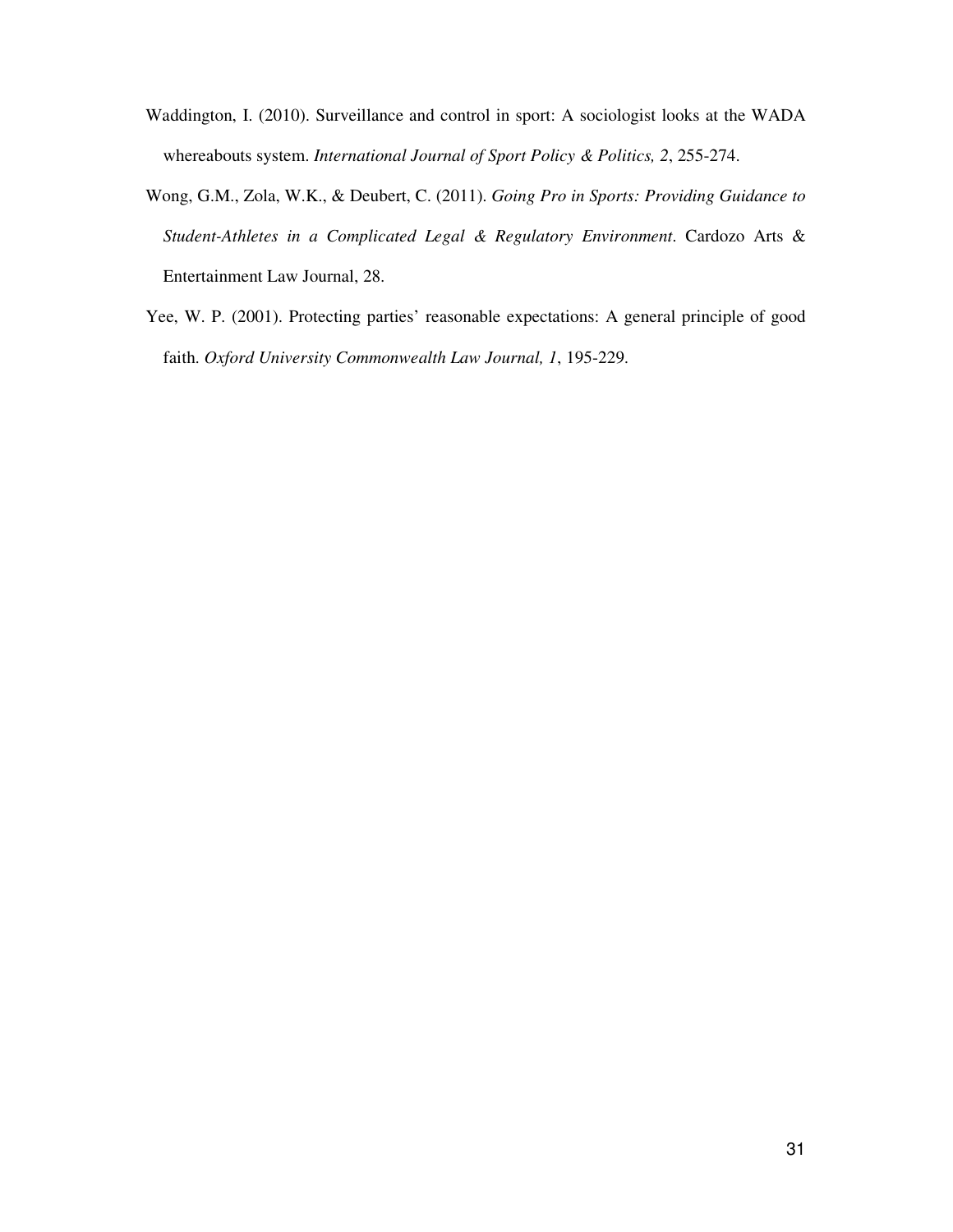Waddington, I. (2010). Surveillance and control in sport: A sociologist looks at the WADA whereabouts system. *International Journal of Sport Policy & Politics, 2*, 255-274.

Wong, G.M., Zola, W.K., & Deubert, C. (2011). *Going Pro in Sports: Providing Guidance to Student-Athletes in a Complicated Legal & Regulatory Environment*. Cardozo Arts & Entertainment Law Journal, 28.

Yee, W. P. (2001). Protecting parties' reasonable expectations: A general principle of good faith. *Oxford University Commonwealth Law Journal, 1*, 195-229.